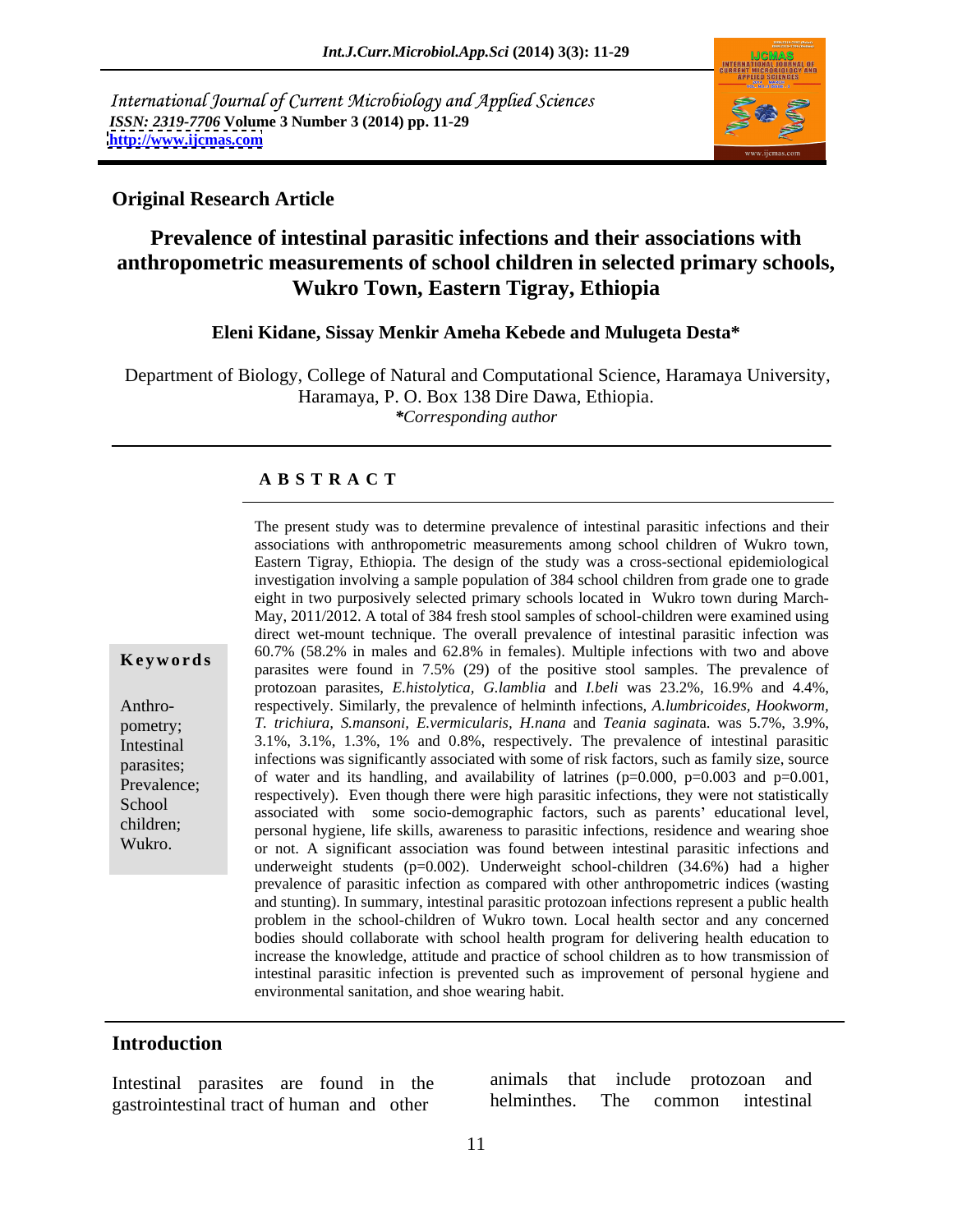International Journal of Current Microbiology and Applied Sciences
*ISSN: 2319-7706* **Volume 3 Number 3 (2014) pp. 11-29**
**http://www.ijcmas.com**

**Original Research Article**

# Prevalence of intestinal parasitic infections and their associations with anthropometric measurements of school children in selected primary schools, Wukro Town, Eastern Tigray, Ethiopia

**Eleni Kidane, Sissay Menkir Ameha Kebede and Mulugeta Desta***

Department of Biology, College of Natural and Computational Science, Haramaya University, Haramaya, P. O. Box 138 Dire Dawa, Ethiopia.
**Corresponding author*

## A B S T R A C T

**Keywords**

Anthropometry; Intestinal parasites; Prevalence; School children; Wukro.

The present study was to determine prevalence of intestinal parasitic infections and their associations with anthropometric measurements among school children of Wukro town, Eastern Tigray, Ethiopia. The design of the study was a cross-sectional epidemiological investigation involving a sample population of 384 school children from grade one to grade eight in two purposively selected primary schools located in Wukro town during March-May, 2011/2012. A total of 384 fresh stool samples of school-children were examined using direct wet-mount technique. The overall prevalence of intestinal parasitic infection was 60.7% (58.2% in males and 62.8% in females). Multiple infections with two and above parasites were found in 7.5% (29) of the positive stool samples. The prevalence of protozoan parasites, *E.histolytica, G.lamblia* and *I.beli* was 23.2%, 16.9% and 4.4%, respectively. Similarly, the prevalence of helminth infections, *A.lumbricoides, Hookworm, T. trichiura, S.mansoni, E.vermicularis, H.nana* and *Teania saginat*a. was 5.7%, 3.9%, 3.1%, 3.1%, 1.3%, 1% and 0.8%, respectively. The prevalence of intestinal parasitic infections was significantly associated with some of risk factors, such as family size, source of water and its handling, and availability of latrines (p=0.000, p=0.003 and p=0.001, respectively). Even though there were high parasitic infections, they were not statistically associated with some socio-demographic factors, such as parents' educational level, personal hygiene, life skills, awareness to parasitic infections, residence and wearing shoe or not. A significant association was found between intestinal parasitic infections and underweight students (p=0.002). Underweight school-children (34.6%) had a higher prevalence of parasitic infection as compared with other anthropometric indices (wasting and stunting). In summary, intestinal parasitic protozoan infections represent a public health problem in the school-children of Wukro town. Local health sector and any concerned bodies should collaborate with school health program for delivering health education to increase the knowledge, attitude and practice of school children as to how transmission of intestinal parasitic infection is prevented such as improvement of personal hygiene and environmental sanitation, and shoe wearing habit.

## Introduction

Intestinal parasites are found in the gastrointestinal tract of human and other animals that include protozoan and helminthes. The common intestinal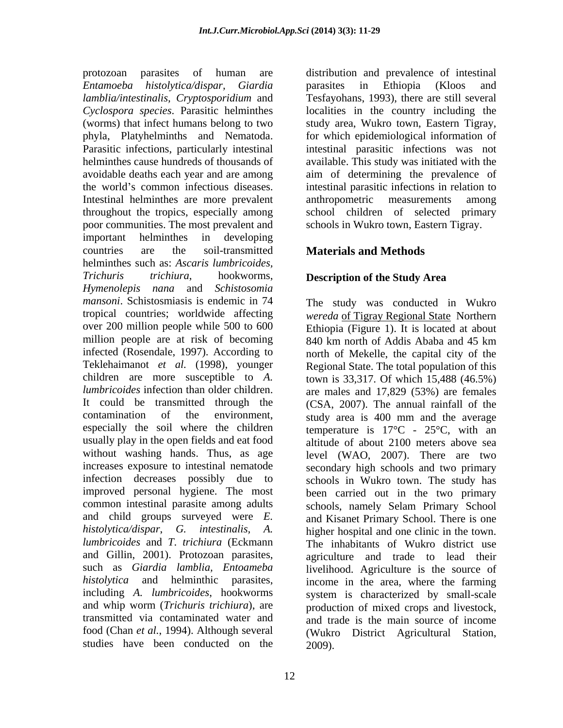protozoan parasites of human are *Entamoeba histolytica/dispar*, *Giardia lamblia/intestinalis*, *Cryptosporidium* and *Cyclospora species*. Parasitic helminthes (worms) that infect humans belong to two phyla, Platyhelminths and Nematoda. Parasitic infections, particularly intestinal helminthes cause hundreds of thousands of avoidable deaths each year and are among the world's common infectious diseases. Intestinal helminthes are more prevalent throughout the tropics, especially among poor communities. The most prevalent and important helminthes in developing countries are the soil-transmitted helminthes such as: *Ascaris lumbricoides*, *Trichuris trichiura*, hookworms, *Hymenolepis nana* and *Schistosomia mansoni*. Schistosmiasis is endemic in 74 tropical countries; worldwide affecting over 200 million people while 500 to 600 million people are at risk of becoming infected (Rosendale, 1997). According to Teklehaimanot *et al.* (1998), younger children are more susceptible to *A. lumbricoides* infection than older children. It could be transmitted through the contamination of the environment, especially the soil where the children usually play in the open fields and eat food without washing hands. Thus, as age increases exposure to intestinal nematode infection decreases possibly due to improved personal hygiene. The most common intestinal parasite among adults and child groups surveyed were *E. histolytica/dispar*, *G. intestinalis*, *A. lumbricoides* and *T. trichiura* (Eckmann and Gillin, 2001). Protozoan parasites, such as *Giardia lamblia*, *Entoameba histolytica* and helminthic parasites, including *A. lumbricoides*, hookworms and whip worm (*Trichuris trichiura*), are transmitted via contaminated water and food (Chan *et al.*, 1994). Although several studies have been conducted on the distribution and prevalence of intestinal parasites in Ethiopia (Kloos and Tesfayohans, 1993), there are still several localities in the country including the study area, Wukro town, Eastern Tigray, for which epidemiological information of intestinal parasitic infections was not available. This study was initiated with the aim of determining the prevalence of intestinal parasitic infections in relation to anthropometric measurements among school children of selected primary schools in Wukro town, Eastern Tigray.

## Materials and Methods

### Description of the Study Area

The study was conducted in Wukro *wereda* of Tigray Regional State Northern Ethiopia (Figure 1). It is located at about 840 km north of Addis Ababa and 45 km north of Mekelle, the capital city of the Regional State. The total population of this town is 33,317. Of which 15,488 (46.5%) are males and 17,829 (53%) are females (CSA, 2007). The annual rainfall of the study area is 400 mm and the average temperature is 17°C - 25°C, with an altitude of about 2100 meters above sea level (WAO, 2007). There are two secondary high schools and two primary schools in Wukro town. The study has been carried out in the two primary schools, namely Selam Primary School and Kisanet Primary School. There is one higher hospital and one clinic in the town. The inhabitants of Wukro district use agriculture and trade to lead their livelihood. Agriculture is the source of income in the area, where the farming system is characterized by small-scale production of mixed crops and livestock, and trade is the main source of income (Wukro District Agricultural Station, 2009).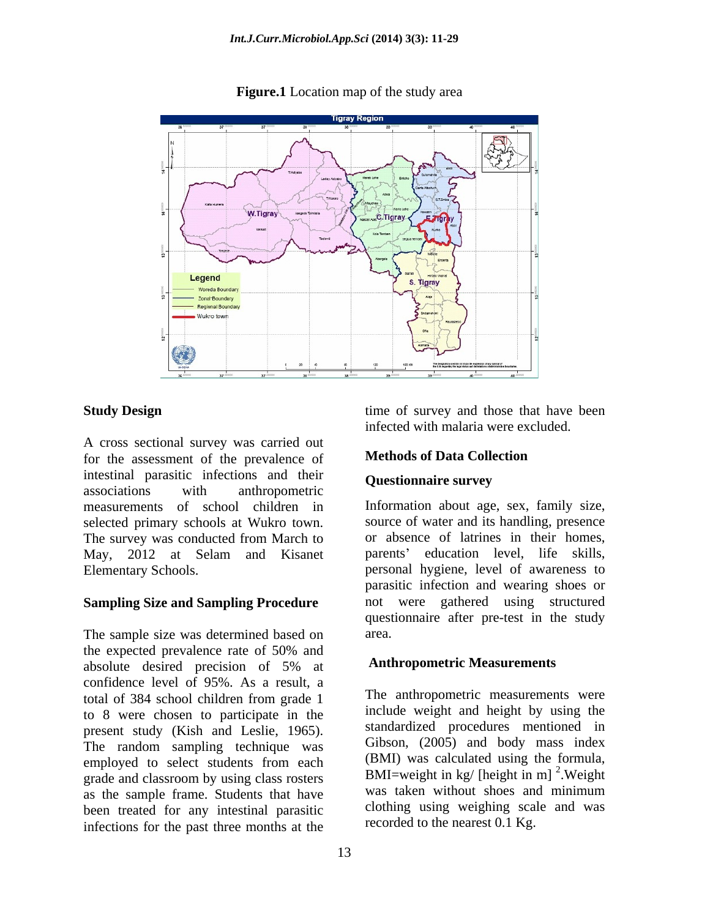**Figure.1** Location map of the study area

### Study Design

A cross sectional survey was carried out for the assessment of the prevalence of intestinal parasitic infections and their associations with anthropometric measurements of school children in selected primary schools at Wukro town. The survey was conducted from March to May, 2012 at Selam and Kisanet Elementary Schools.

### Sampling Size and Sampling Procedure

The sample size was determined based on the expected prevalence rate of 50% and absolute desired precision of 5% at confidence level of 95%. As a result, a total of 384 school children from grade 1 to 8 were chosen to participate in the present study (Kish and Leslie, 1965). The random sampling technique was employed to select students from each grade and classroom by using class rosters as the sample frame. Students that have been treated for any intestinal parasitic infections for the past three months at the time of survey and those that have been infected with malaria were excluded.

### Methods of Data Collection

### Questionnaire survey

Information about age, sex, family size, source of water and its handling, presence or absence of latrines in their homes, parents' education level, life skills, personal hygiene, level of awareness to parasitic infection and wearing shoes or not were gathered using structured questionnaire after pre-test in the study area.

### Anthropometric Measurements

The anthropometric measurements were include weight and height by using the standardized procedures mentioned in Gibson, (2005) and body mass index (BMI) was calculated using the formula, BMI=weight in kg/ [height in m] $^2$.Weight was taken without shoes and minimum clothing using weighing scale and was recorded to the nearest 0.1 Kg.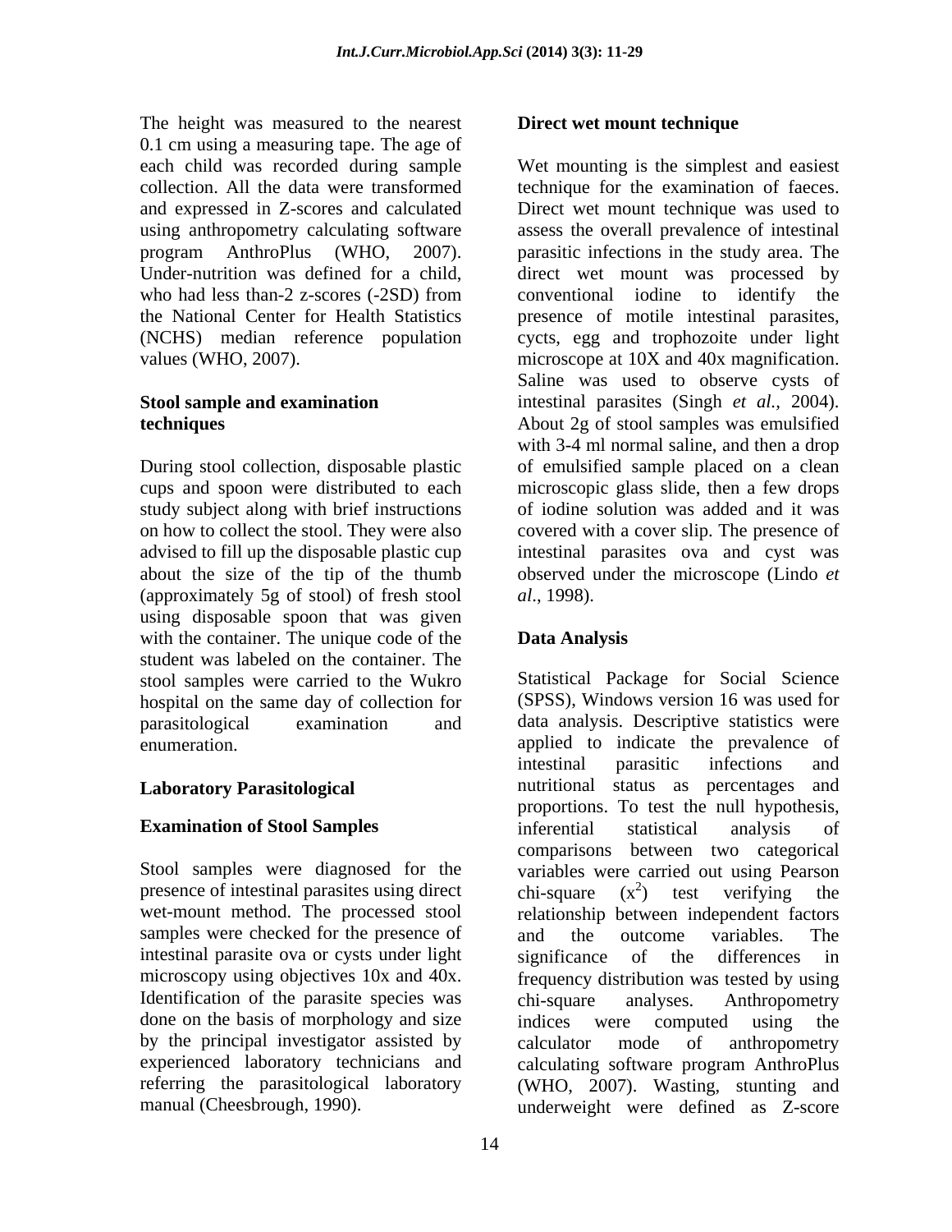The height was measured to the nearest 0.1 cm using a measuring tape. The age of each child was recorded during sample collection. All the data were transformed and expressed in Z-scores and calculated using anthropometry calculating software program AnthroPlus (WHO, 2007). Under-nutrition was defined for a child, who had less than-2 z-scores (-2SD) from the National Center for Health Statistics (NCHS) median reference population values (WHO, 2007).

**Stool sample and examination techniques**

During stool collection, disposable plastic cups and spoon were distributed to each study subject along with brief instructions on how to collect the stool. They were also advised to fill up the disposable plastic cup about the size of the tip of the thumb (approximately 5g of stool) of fresh stool using disposable spoon that was given with the container. The unique code of the student was labeled on the container. The stool samples were carried to the Wukro hospital on the same day of collection for parasitological examination and enumeration.

**Laboratory Parasitological**

**Examination of Stool Samples**

Stool samples were diagnosed for the presence of intestinal parasites using direct wet-mount method. The processed stool samples were checked for the presence of intestinal parasite ova or cysts under light microscopy using objectives 10x and 40x. Identification of the parasite species was done on the basis of morphology and size by the principal investigator assisted by experienced laboratory technicians and referring the parasitological laboratory manual (Cheesbrough, 1990).

**Direct wet mount technique**

Wet mounting is the simplest and easiest technique for the examination of faeces. Direct wet mount technique was used to assess the overall prevalence of intestinal parasitic infections in the study area. The direct wet mount was processed by conventional iodine to identify the presence of motile intestinal parasites, cycts, egg and trophozoite under light microscope at 10X and 40x magnification. Saline was used to observe cysts of intestinal parasites (Singh *et al.,* 2004). About 2g of stool samples was emulsified with 3-4 ml normal saline, and then a drop of emulsified sample placed on a clean microscopic glass slide, then a few drops of iodine solution was added and it was covered with a cover slip. The presence of intestinal parasites ova and cyst was observed under the microscope (Lindo *et al*., 1998).

**Data Analysis**

Statistical Package for Social Science (SPSS), Windows version 16 was used for data analysis. Descriptive statistics were applied to indicate the prevalence of intestinal parasitic infections and nutritional status as percentages and proportions. To test the null hypothesis, inferential statistical analysis of comparisons between two categorical variables were carried out using Pearson chi-square ($x^2$) test verifying the relationship between independent factors and the outcome variables. The significance of the differences in frequency distribution was tested by using chi-square analyses. Anthropometry indices were computed using the calculator mode of anthropometry calculating software program AnthroPlus (WHO, 2007). Wasting, stunting and underweight were defined as Z-score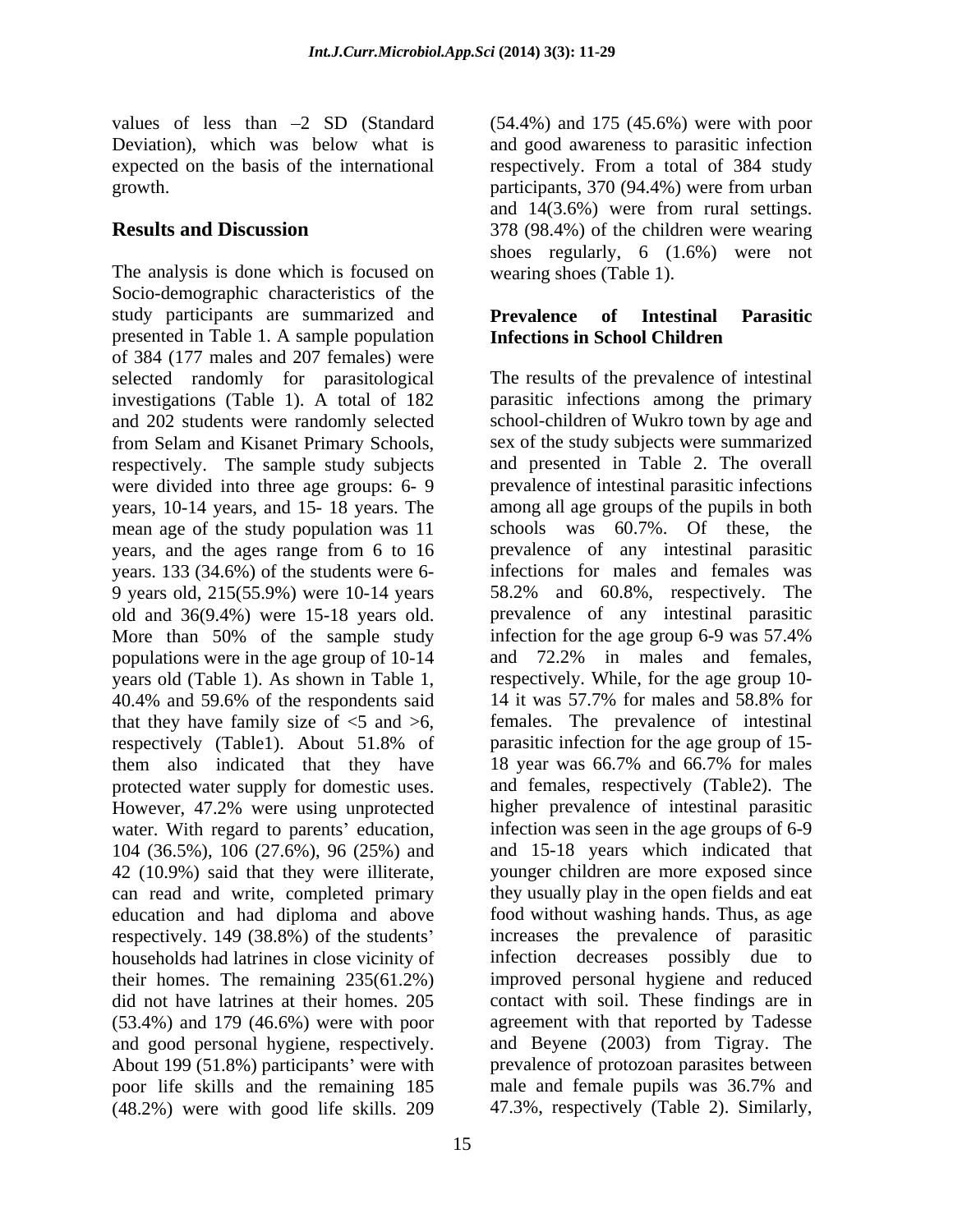values of less than –2 SD (Standard Deviation), which was below what is expected on the basis of the international growth.

## Results and Discussion

The analysis is done which is focused on Socio-demographic characteristics of the study participants are summarized and presented in Table 1. A sample population of 384 (177 males and 207 females) were selected randomly for parasitological investigations (Table 1). A total of 182 and 202 students were randomly selected from Selam and Kisanet Primary Schools, respectively. The sample study subjects were divided into three age groups: 6- 9 years, 10-14 years, and 15- 18 years. The mean age of the study population was 11 years, and the ages range from 6 to 16 years. 133 (34.6%) of the students were 6-9 years old, 215(55.9%) were 10-14 years old and 36(9.4%) were 15-18 years old. More than 50% of the sample study populations were in the age group of 10-14 years old (Table 1). As shown in Table 1, 40.4% and 59.6% of the respondents said that they have family size of <5 and >6, respectively (Table1). About 51.8% of them also indicated that they have protected water supply for domestic uses. However, 47.2% were using unprotected water. With regard to parents' education, 104 (36.5%), 106 (27.6%), 96 (25%) and 42 (10.9%) said that they were illiterate, can read and write, completed primary education and had diploma and above respectively. 149 (38.8%) of the students' households had latrines in close vicinity of their homes. The remaining 235(61.2%) did not have latrines at their homes. 205 (53.4%) and 179 (46.6%) were with poor and good personal hygiene, respectively. About 199 (51.8%) participants' were with poor life skills and the remaining 185 (48.2%) were with good life skills. 209 (54.4%) and 175 (45.6%) were with poor and good awareness to parasitic infection respectively. From a total of 384 study participants, 370 (94.4%) were from urban and 14(3.6%) were from rural settings. 378 (98.4%) of the children were wearing shoes regularly, 6 (1.6%) were not wearing shoes (Table 1).

### Prevalence of Intestinal Parasitic Infections in School Children

The results of the prevalence of intestinal parasitic infections among the primary school-children of Wukro town by age and sex of the study subjects were summarized and presented in Table 2. The overall prevalence of intestinal parasitic infections among all age groups of the pupils in both schools was 60.7%. Of these, the prevalence of any intestinal parasitic infections for males and females was 58.2% and 60.8%, respectively. The prevalence of any intestinal parasitic infection for the age group 6-9 was 57.4% and 72.2% in males and females, respectively. While, for the age group 10-14 it was 57.7% for males and 58.8% for females. The prevalence of intestinal parasitic infection for the age group of 15-18 year was 66.7% and 66.7% for males and females, respectively (Table2). The higher prevalence of intestinal parasitic infection was seen in the age groups of 6-9 and 15-18 years which indicated that younger children are more exposed since they usually play in the open fields and eat food without washing hands. Thus, as age increases the prevalence of parasitic infection decreases possibly due to improved personal hygiene and reduced contact with soil. These findings are in agreement with that reported by Tadesse and Beyene (2003) from Tigray. The prevalence of protozoan parasites between male and female pupils was 36.7% and 47.3%, respectively (Table 2). Similarly,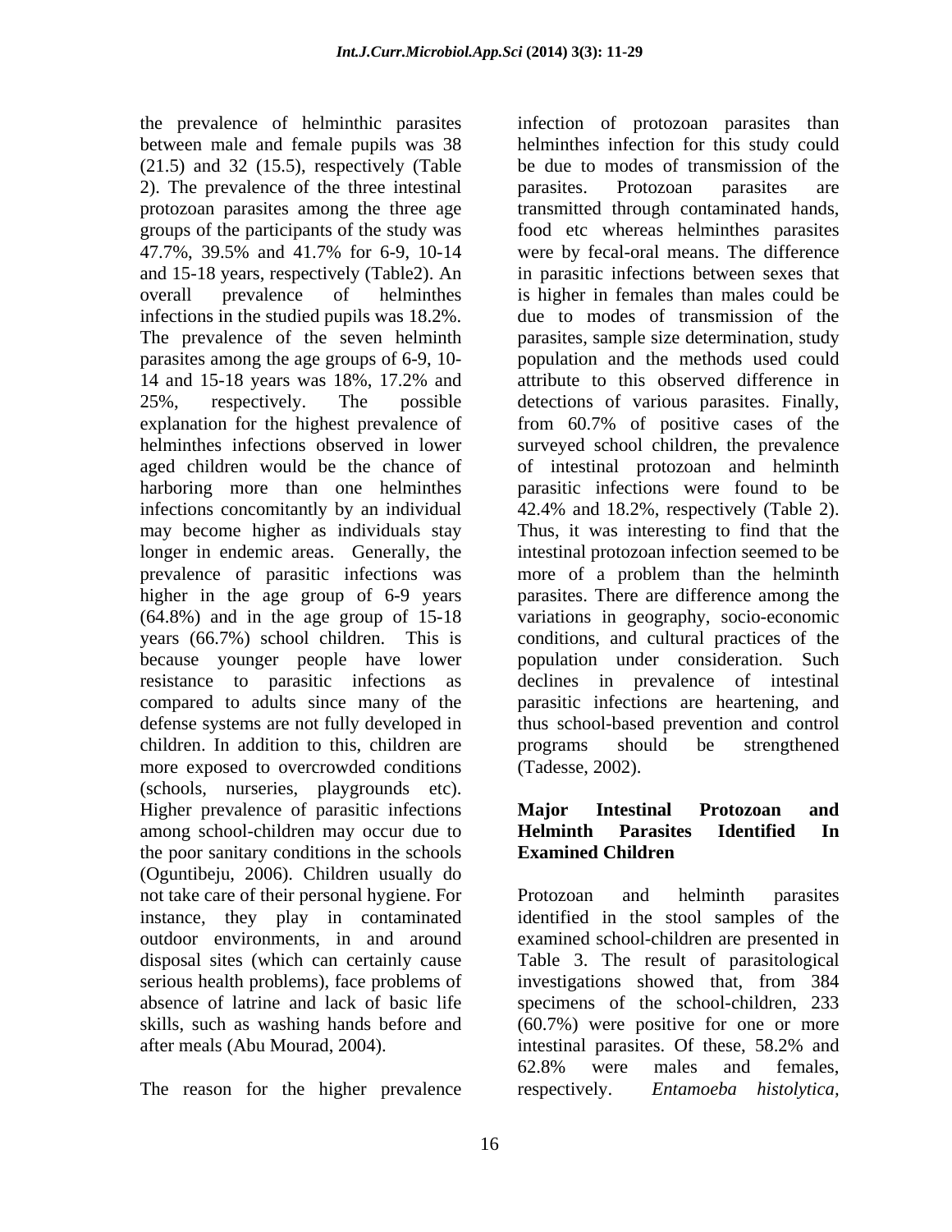the prevalence of helminthic parasites between male and female pupils was 38 (21.5) and 32 (15.5), respectively (Table 2). The prevalence of the three intestinal protozoan parasites among the three age groups of the participants of the study was 47.7%, 39.5% and 41.7% for 6-9, 10-14 and 15-18 years, respectively (Table2). An overall prevalence of helminthes infections in the studied pupils was 18.2%. The prevalence of the seven helminth parasites among the age groups of 6-9, 10-14 and 15-18 years was 18%, 17.2% and 25%, respectively. The possible explanation for the highest prevalence of helminthes infections observed in lower aged children would be the chance of harboring more than one helminthes infections concomitantly by an individual may become higher as individuals stay longer in endemic areas. Generally, the prevalence of parasitic infections was higher in the age group of 6-9 years (64.8%) and in the age group of 15-18 years (66.7%) school children. This is because younger people have lower resistance to parasitic infections as compared to adults since many of the defense systems are not fully developed in children. In addition to this, children are more exposed to overcrowded conditions (schools, nurseries, playgrounds etc). Higher prevalence of parasitic infections among school-children may occur due to the poor sanitary conditions in the schools (Oguntibeju, 2006). Children usually do not take care of their personal hygiene. For instance, they play in contaminated outdoor environments, in and around disposal sites (which can certainly cause serious health problems), face problems of absence of latrine and lack of basic life skills, such as washing hands before and after meals (Abu Mourad, 2004).

The reason for the higher prevalence infection of protozoan parasites than helminthes infection for this study could be due to modes of transmission of the parasites. Protozoan parasites are transmitted through contaminated hands, food etc whereas helminthes parasites were by fecal-oral means. The difference in parasitic infections between sexes that is higher in females than males could be due to modes of transmission of the parasites, sample size determination, study population and the methods used could attribute to this observed difference in detections of various parasites. Finally, from 60.7% of positive cases of the surveyed school children, the prevalence of intestinal protozoan and helminth parasitic infections were found to be 42.4% and 18.2%, respectively (Table 2). Thus, it was interesting to find that the intestinal protozoan infection seemed to be more of a problem than the helminth parasites. There are difference among the variations in geography, socio-economic conditions, and cultural practices of the population under consideration. Such declines in prevalence of intestinal parasitic infections are heartening, and thus school-based prevention and control programs should be strengthened (Tadesse, 2002).

## Major Intestinal Protozoan and Helminth Parasites Identified In Examined Children

Protozoan and helminth parasites identified in the stool samples of the examined school-children are presented in Table 3. The result of parasitological investigations showed that, from 384 specimens of the school-children, 233 (60.7%) were positive for one or more intestinal parasites. Of these, 58.2% and 62.8% were males and females, respectively. *Entamoeba histolytica,*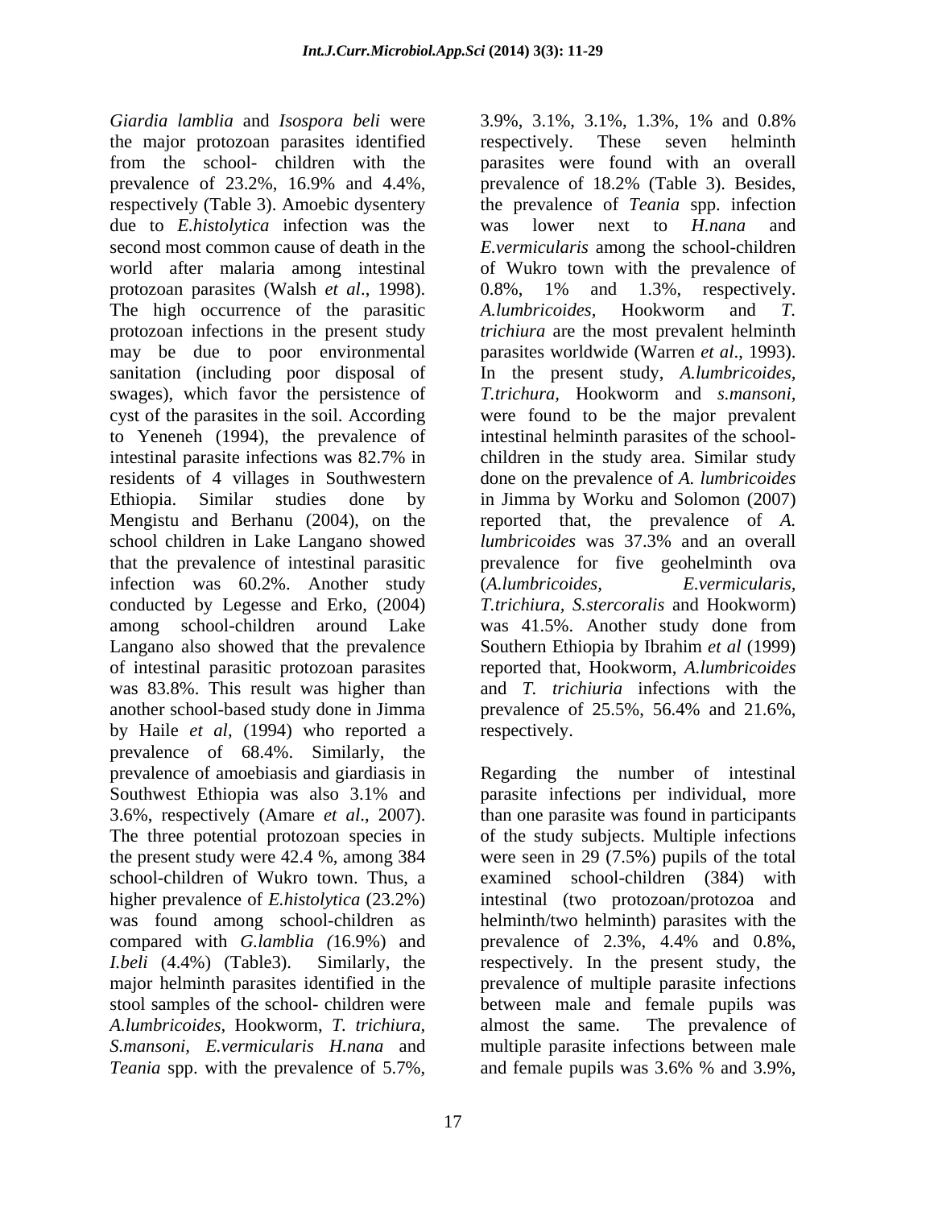*Giardia lamblia* and *Isospora beli* were the major protozoan parasites identified from the school- children with the prevalence of 23.2%, 16.9% and 4.4%, respectively (Table 3). Amoebic dysentery due to *E.histolytica* infection was the second most common cause of death in the world after malaria among intestinal protozoan parasites (Walsh *et al*., 1998). The high occurrence of the parasitic protozoan infections in the present study may be due to poor environmental sanitation (including poor disposal of swages), which favor the persistence of cyst of the parasites in the soil. According to Yeneneh (1994), the prevalence of intestinal parasite infections was 82.7% in residents of 4 villages in Southwestern Ethiopia. Similar studies done by Mengistu and Berhanu (2004), on the school children in Lake Langano showed that the prevalence of intestinal parasitic infection was 60.2%. Another study conducted by Legesse and Erko, (2004) among school-children around Lake Langano also showed that the prevalence of intestinal parasitic protozoan parasites was 83.8%. This result was higher than another school-based study done in Jimma by Haile *et al*, (1994) who reported a prevalence of 68.4%. Similarly, the prevalence of amoebiasis and giardiasis in Southwest Ethiopia was also 3.1% and 3.6%, respectively (Amare *et al*., 2007). The three potential protozoan species in the present study were 42.4 %, among 384 school-children of Wukro town. Thus, a higher prevalence of *E.histolytica* (23.2%) was found among school-children as compared with *G.lamblia (*16.9%) and *I.beli* (4.4%) (Table3). Similarly, the major helminth parasites identified in the stool samples of the school- children were *A.lumbricoides*, Hookworm, *T. trichiura, S.mansoni, E.vermicularis H.nana* and *Teania* spp. with the prevalence of 5.7%, 3.9%, 3.1%, 3.1%, 1.3%, 1% and 0.8% respectively. These seven helminth parasites were found with an overall prevalence of 18.2% (Table 3). Besides, the prevalence of *Teania* spp. infection was lower next to *H.nana* and *E.vermicularis* among the school-children of Wukro town with the prevalence of 0.8%, 1% and 1.3%, respectively. *A.lumbricoides*, Hookworm and *T. trichiura* are the most prevalent helminth parasites worldwide (Warren *et al*., 1993). In the present study, *A.lumbricoides*, *T.trichura,* Hookworm and *s.mansoni*, were found to be the major prevalent intestinal helminth parasites of the school-children in the study area. Similar study done on the prevalence of *A. lumbricoides* in Jimma by Worku and Solomon (2007) reported that, the prevalence of *A. lumbricoides* was 37.3% and an overall prevalence for five geohelminth ova (*A.lumbricoides*, *E.vermicularis*, *T.trichiura*, *S.stercoralis* and Hookworm) was 41.5%. Another study done from Southern Ethiopia by Ibrahim *et al* (1999) reported that, Hookworm, *A.lumbricoides* and *T. trichiuria* infections with the prevalence of 25.5%, 56.4% and 21.6%, respectively.

Regarding the number of intestinal parasite infections per individual, more than one parasite was found in participants of the study subjects. Multiple infections were seen in 29 (7.5%) pupils of the total examined school-children (384) with intestinal (two protozoan/protozoa and helminth/two helminth) parasites with the prevalence of 2.3%, 4.4% and 0.8%, respectively. In the present study, the prevalence of multiple parasite infections between male and female pupils was almost the same. The prevalence of multiple parasite infections between male and female pupils was 3.6% % and 3.9%,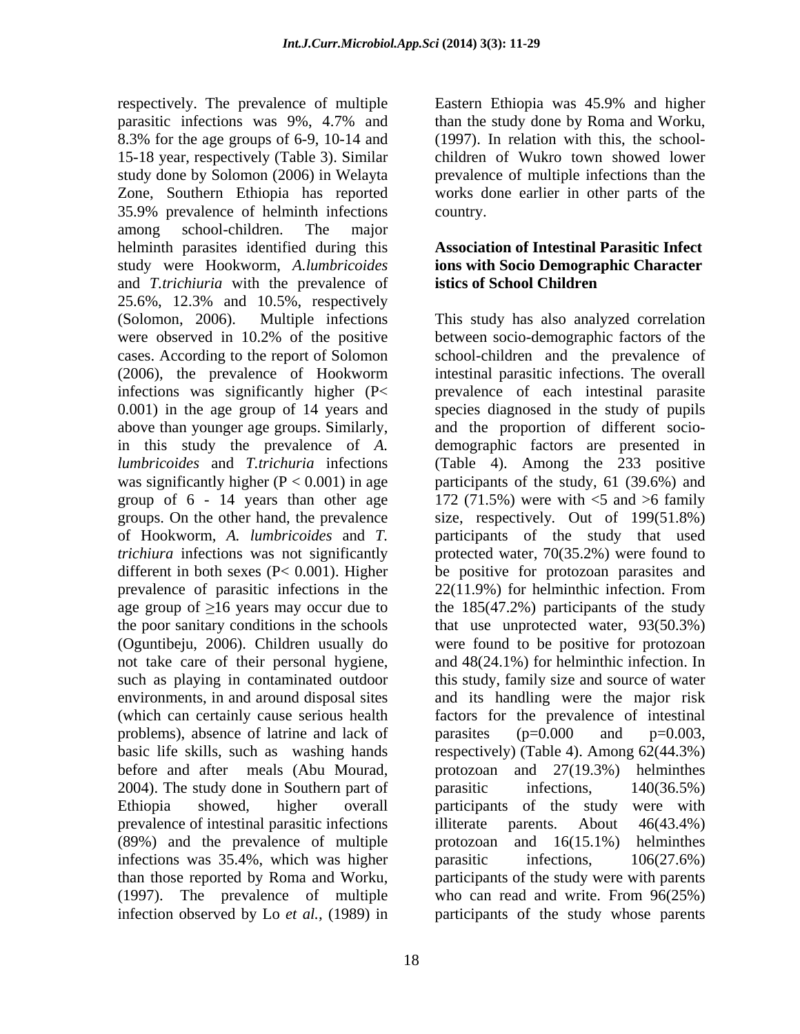respectively. The prevalence of multiple parasitic infections was 9%, 4.7% and 8.3% for the age groups of 6-9, 10-14 and 15-18 year, respectively (Table 3). Similar study done by Solomon (2006) in Welayta Zone, Southern Ethiopia has reported 35.9% prevalence of helminth infections among school-children. The major helminth parasites identified during this study were Hookworm, *A.lumbricoides* and *T.trichiuria* with the prevalence of 25.6%, 12.3% and 10.5%, respectively (Solomon, 2006). Multiple infections were observed in 10.2% of the positive cases. According to the report of Solomon (2006), the prevalence of Hookworm infections was significantly higher (P< 0.001) in the age group of 14 years and above than younger age groups. Similarly, in this study the prevalence of *A. lumbricoides* and *T.trichuria* infections was significantly higher (P < 0.001) in age group of 6 - 14 years than other age groups. On the other hand, the prevalence of Hookworm, *A. lumbricoides* and *T. trichiura* infections was not significantly different in both sexes (P< 0.001). Higher prevalence of parasitic infections in the age group of ≥16 years may occur due to the poor sanitary conditions in the schools (Oguntibeju, 2006). Children usually do not take care of their personal hygiene, such as playing in contaminated outdoor environments, in and around disposal sites (which can certainly cause serious health problems), absence of latrine and lack of basic life skills, such as washing hands before and after meals (Abu Mourad, 2004). The study done in Southern part of Ethiopia showed, higher overall prevalence of intestinal parasitic infections (89%) and the prevalence of multiple infections was 35.4%, which was higher than those reported by Roma and Worku, (1997). The prevalence of multiple infection observed by Lo *et al.,* (1989) in Eastern Ethiopia was 45.9% and higher than the study done by Roma and Worku, (1997). In relation with this, the school-children of Wukro town showed lower prevalence of multiple infections than the works done earlier in other parts of the country.

### Association of Intestinal Parasitic Infections with Socio Demographic Characteristics of School Children

This study has also analyzed correlation between socio-demographic factors of the school-children and the prevalence of intestinal parasitic infections. The overall prevalence of each intestinal parasite species diagnosed in the study of pupils and the proportion of different socio-demographic factors are presented in (Table 4). Among the 233 positive participants of the study, 61 (39.6%) and 172 (71.5%) were with <5 and >6 family size, respectively. Out of 199(51.8%) participants of the study that used protected water, 70(35.2%) were found to be positive for protozoan parasites and 22(11.9%) for helminthic infection. From the 185(47.2%) participants of the study that use unprotected water, 93(50.3%) were found to be positive for protozoan and 48(24.1%) for helminthic infection. In this study, family size and source of water and its handling were the major risk factors for the prevalence of intestinal parasites (p=0.000 and p=0.003, respectively) (Table 4). Among 62(44.3%) protozoan and 27(19.3%) helminthes parasitic infections, 140(36.5%) participants of the study were with illiterate parents. About 46(43.4%) protozoan and 16(15.1%) helminthes parasitic infections, 106(27.6%) participants of the study were with parents who can read and write. From 96(25%) participants of the study whose parents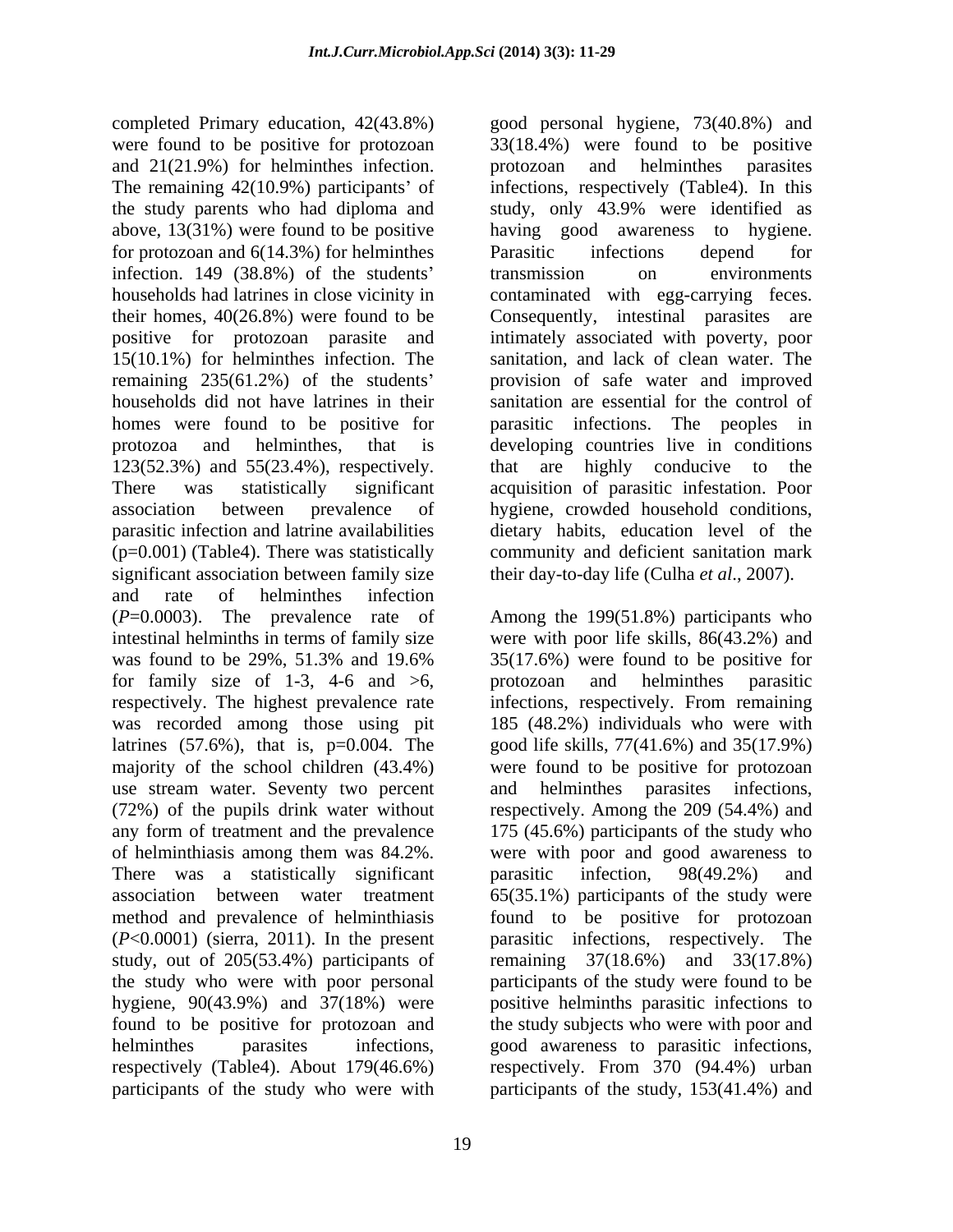completed Primary education, 42(43.8%) were found to be positive for protozoan and 21(21.9%) for helminthes infection. The remaining 42(10.9%) participants' of the study parents who had diploma and above, 13(31%) were found to be positive for protozoan and 6(14.3%) for helminthes infection. 149 (38.8%) of the students' households had latrines in close vicinity in their homes, 40(26.8%) were found to be positive for protozoan parasite and 15(10.1%) for helminthes infection. The remaining 235(61.2%) of the students' households did not have latrines in their homes were found to be positive for protozoa and helminthes, that is 123(52.3%) and 55(23.4%), respectively. There was statistically significant association between prevalence of parasitic infection and latrine availabilities (p=0.001) (Table4). There was statistically significant association between family size and rate of helminthes infection (*P*=0.0003). The prevalence rate of intestinal helminths in terms of family size was found to be 29%, 51.3% and 19.6% for family size of 1-3, 4-6 and >6, respectively. The highest prevalence rate was recorded among those using pit latrines (57.6%), that is, p=0.004. The majority of the school children (43.4%) use stream water. Seventy two percent (72%) of the pupils drink water without any form of treatment and the prevalence of helminthiasis among them was 84.2%. There was a statistically significant association between water treatment method and prevalence of helminthiasis (*P*<0.0001) (sierra, 2011). In the present study, out of 205(53.4%) participants of the study who were with poor personal hygiene, 90(43.9%) and 37(18%) were found to be positive for protozoan and helminthes parasites infections, respectively (Table4). About 179(46.6%) participants of the study who were with good personal hygiene, 73(40.8%) and 33(18.4%) were found to be positive protozoan and helminthes parasites infections, respectively (Table4). In this study, only 43.9% were identified as having good awareness to hygiene. Parasitic infections depend for transmission on environments contaminated with egg-carrying feces. Consequently, intestinal parasites are intimately associated with poverty, poor sanitation, and lack of clean water. The provision of safe water and improved sanitation are essential for the control of parasitic infections. The peoples in developing countries live in conditions that are highly conducive to the acquisition of parasitic infestation. Poor hygiene, crowded household conditions, dietary habits, education level of the community and deficient sanitation mark their day-to-day life (Culha *et al*., 2007).

Among the 199(51.8%) participants who were with poor life skills, 86(43.2%) and 35(17.6%) were found to be positive for protozoan and helminthes parasitic infections, respectively. From remaining 185 (48.2%) individuals who were with good life skills, 77(41.6%) and 35(17.9%) were found to be positive for protozoan and helminthes parasites infections, respectively. Among the 209 (54.4%) and 175 (45.6%) participants of the study who were with poor and good awareness to parasitic infection, 98(49.2%) and 65(35.1%) participants of the study were found to be positive for protozoan parasitic infections, respectively. The remaining 37(18.6%) and 33(17.8%) participants of the study were found to be positive helminths parasitic infections to the study subjects who were with poor and good awareness to parasitic infections, respectively. From 370 (94.4%) urban participants of the study, 153(41.4%) and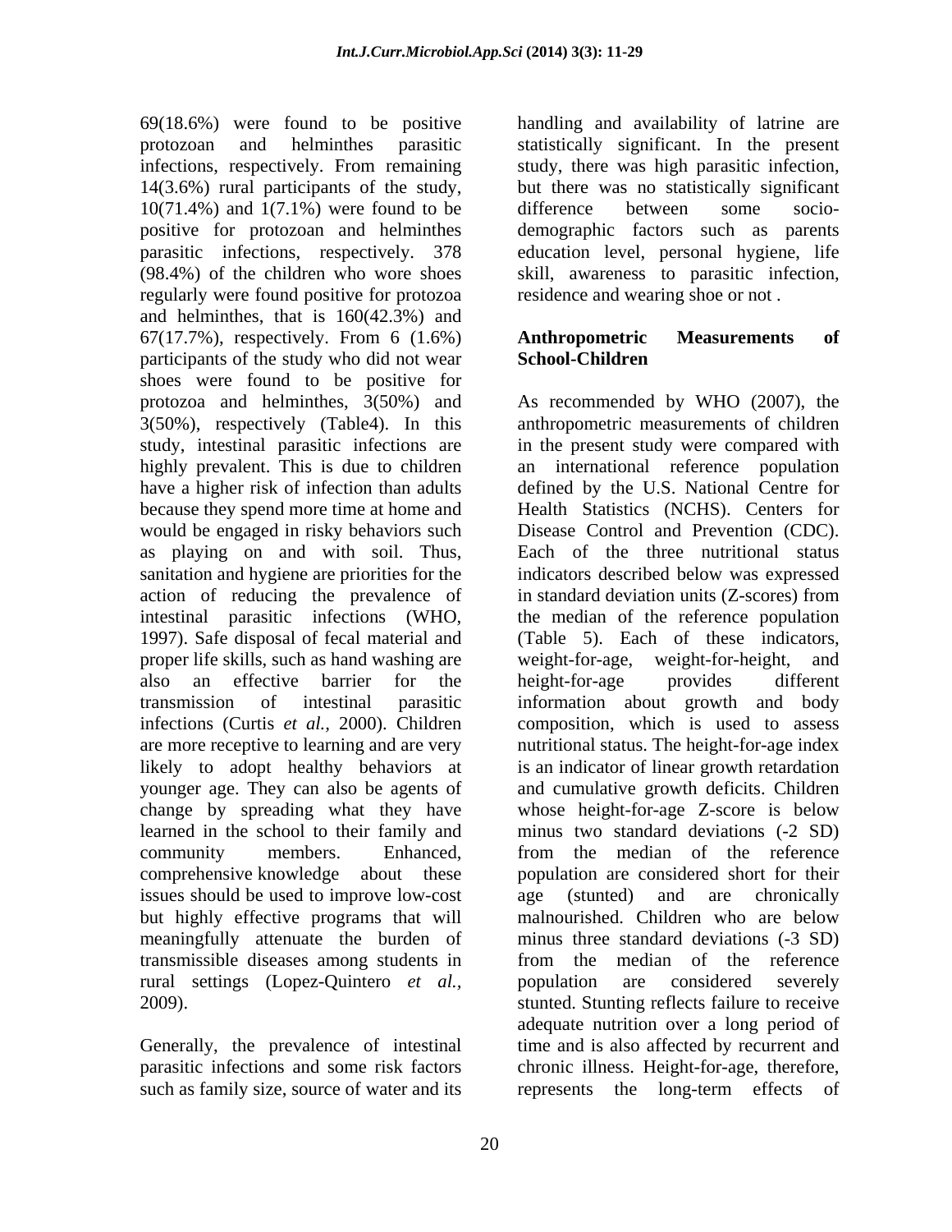69(18.6%) were found to be positive protozoan and helminthes parasitic infections, respectively. From remaining 14(3.6%) rural participants of the study, 10(71.4%) and 1(7.1%) were found to be positive for protozoan and helminthes parasitic infections, respectively. 378 (98.4%) of the children who wore shoes regularly were found positive for protozoa and helminthes, that is 160(42.3%) and 67(17.7%), respectively. From 6 (1.6%) participants of the study who did not wear shoes were found to be positive for protozoa and helminthes, 3(50%) and 3(50%), respectively (Table4). In this study, intestinal parasitic infections are highly prevalent. This is due to children have a higher risk of infection than adults because they spend more time at home and would be engaged in risky behaviors such as playing on and with soil. Thus, sanitation and hygiene are priorities for the action of reducing the prevalence of intestinal parasitic infections (WHO, 1997). Safe disposal of fecal material and proper life skills, such as hand washing are also an effective barrier for the transmission of intestinal parasitic infections (Curtis *et al.,* 2000). Children are more receptive to learning and are very likely to adopt healthy behaviors at younger age. They can also be agents of change by spreading what they have learned in the school to their family and community members. Enhanced, comprehensive knowledge about these issues should be used to improve low-cost but highly effective programs that will meaningfully attenuate the burden of transmissible diseases among students in rural settings (Lopez-Quintero *et al.,* 2009).

Generally, the prevalence of intestinal parasitic infections and some risk factors such as family size, source of water and its handling and availability of latrine are statistically significant. In the present study, there was high parasitic infection, but there was no statistically significant difference between some socio-demographic factors such as parents education level, personal hygiene, life skill, awareness to parasitic infection, residence and wearing shoe or not .

## Anthropometric Measurements of School-Children

As recommended by WHO (2007), the anthropometric measurements of children in the present study were compared with an international reference population defined by the U.S. National Centre for Health Statistics (NCHS). Centers for Disease Control and Prevention (CDC). Each of the three nutritional status indicators described below was expressed in standard deviation units (Z-scores) from the median of the reference population (Table 5). Each of these indicators, weight-for-age, weight-for-height, and height-for-age provides different information about growth and body composition, which is used to assess nutritional status. The height-for-age index is an indicator of linear growth retardation and cumulative growth deficits. Children whose height-for-age Z-score is below minus two standard deviations (-2 SD) from the median of the reference population are considered short for their age (stunted) and are chronically malnourished. Children who are below minus three standard deviations (-3 SD) from the median of the reference population are considered severely stunted. Stunting reflects failure to receive adequate nutrition over a long period of time and is also affected by recurrent and chronic illness. Height-for-age, therefore, represents the long-term effects of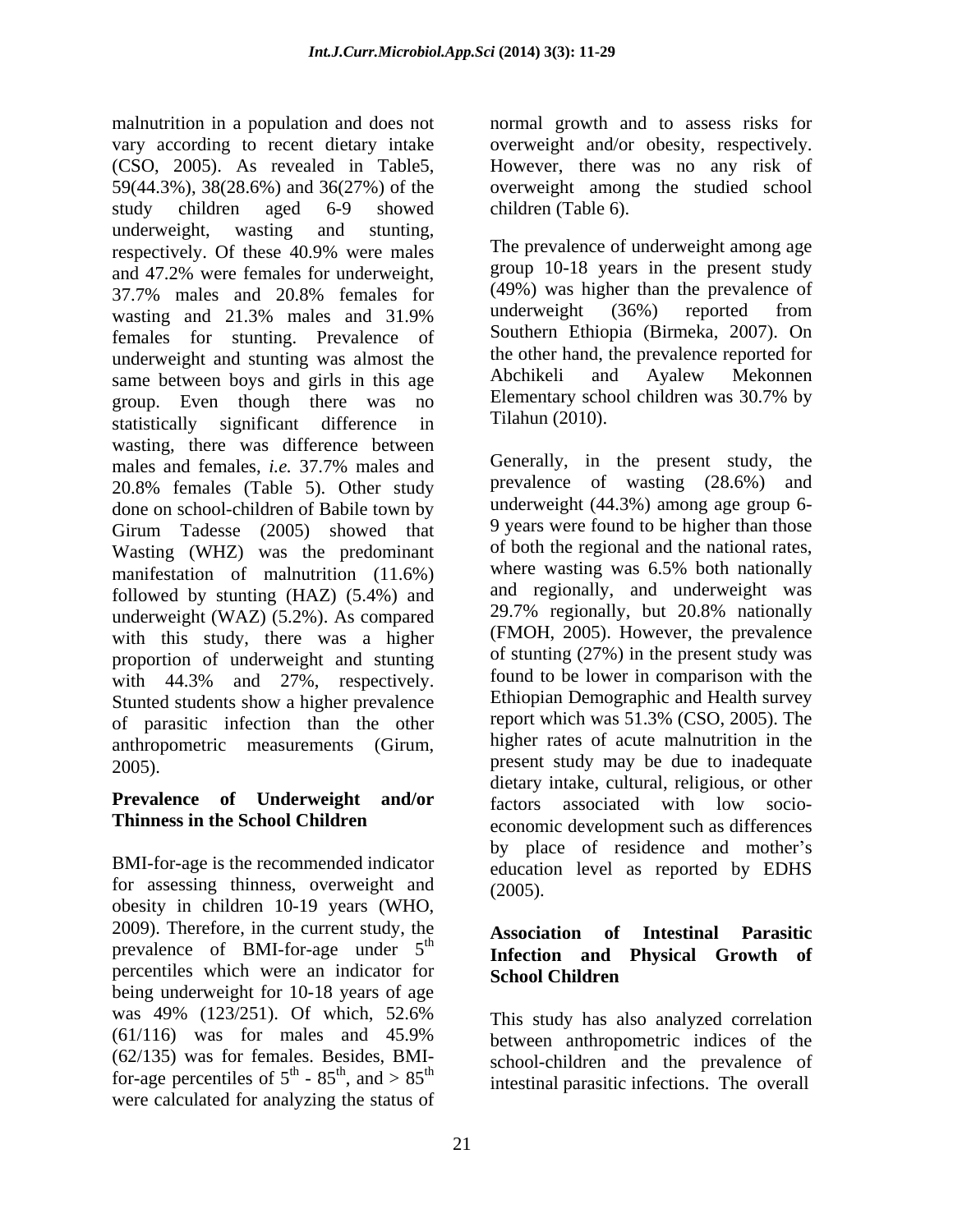malnutrition in a population and does not vary according to recent dietary intake (CSO, 2005). As revealed in Table5, 59(44.3%), 38(28.6%) and 36(27%) of the study children aged 6-9 showed underweight, wasting and stunting, respectively. Of these 40.9% were males and 47.2% were females for underweight, 37.7% males and 20.8% females for wasting and 21.3% males and 31.9% females for stunting. Prevalence of underweight and stunting was almost the same between boys and girls in this age group. Even though there was no statistically significant difference in wasting, there was difference between males and females, *i.e.* 37.7% males and 20.8% females (Table 5). Other study done on school-children of Babile town by Girum Tadesse (2005) showed that Wasting (WHZ) was the predominant manifestation of malnutrition (11.6%) followed by stunting (HAZ) (5.4%) and underweight (WAZ) (5.2%). As compared with this study, there was a higher proportion of underweight and stunting with 44.3% and 27%, respectively. Stunted students show a higher prevalence of parasitic infection than the other anthropometric measurements (Girum, 2005).

**Prevalence of Underweight and/or Thinness in the School Children**

BMI-for-age is the recommended indicator for assessing thinness, overweight and obesity in children 10-19 years (WHO, 2009). Therefore, in the current study, the prevalence of BMI-for-age under $5^{th}$ percentiles which were an indicator for being underweight for 10-18 years of age was 49% (123/251). Of which, 52.6% (61/116) was for males and 45.9% (62/135) was for females. Besides, BMI-for-age percentiles of $5^{th}$ - $85^{th}$, and > $85^{th}$ were calculated for analyzing the status of normal growth and to assess risks for overweight and/or obesity, respectively. However, there was no any risk of overweight among the studied school children (Table 6).

The prevalence of underweight among age group 10-18 years in the present study (49%) was higher than the prevalence of underweight (36%) reported from Southern Ethiopia (Birmeka, 2007). On the other hand, the prevalence reported for Abchikeli and Ayalew Mekonnen Elementary school children was 30.7% by Tilahun (2010).

Generally, in the present study, the prevalence of wasting (28.6%) and underweight (44.3%) among age group 6-9 years were found to be higher than those of both the regional and the national rates, where wasting was 6.5% both nationally and regionally, and underweight was 29.7% regionally, but 20.8% nationally (FMOH, 2005). However, the prevalence of stunting (27%) in the present study was found to be lower in comparison with the Ethiopian Demographic and Health survey report which was 51.3% (CSO, 2005). The higher rates of acute malnutrition in the present study may be due to inadequate dietary intake, cultural, religious, or other factors associated with low socio-economic development such as differences by place of residence and mother's education level as reported by EDHS (2005).

**Association of Intestinal Parasitic Infection and Physical Growth of School Children**

This study has also analyzed correlation between anthropometric indices of the school-children and the prevalence of intestinal parasitic infections. The overall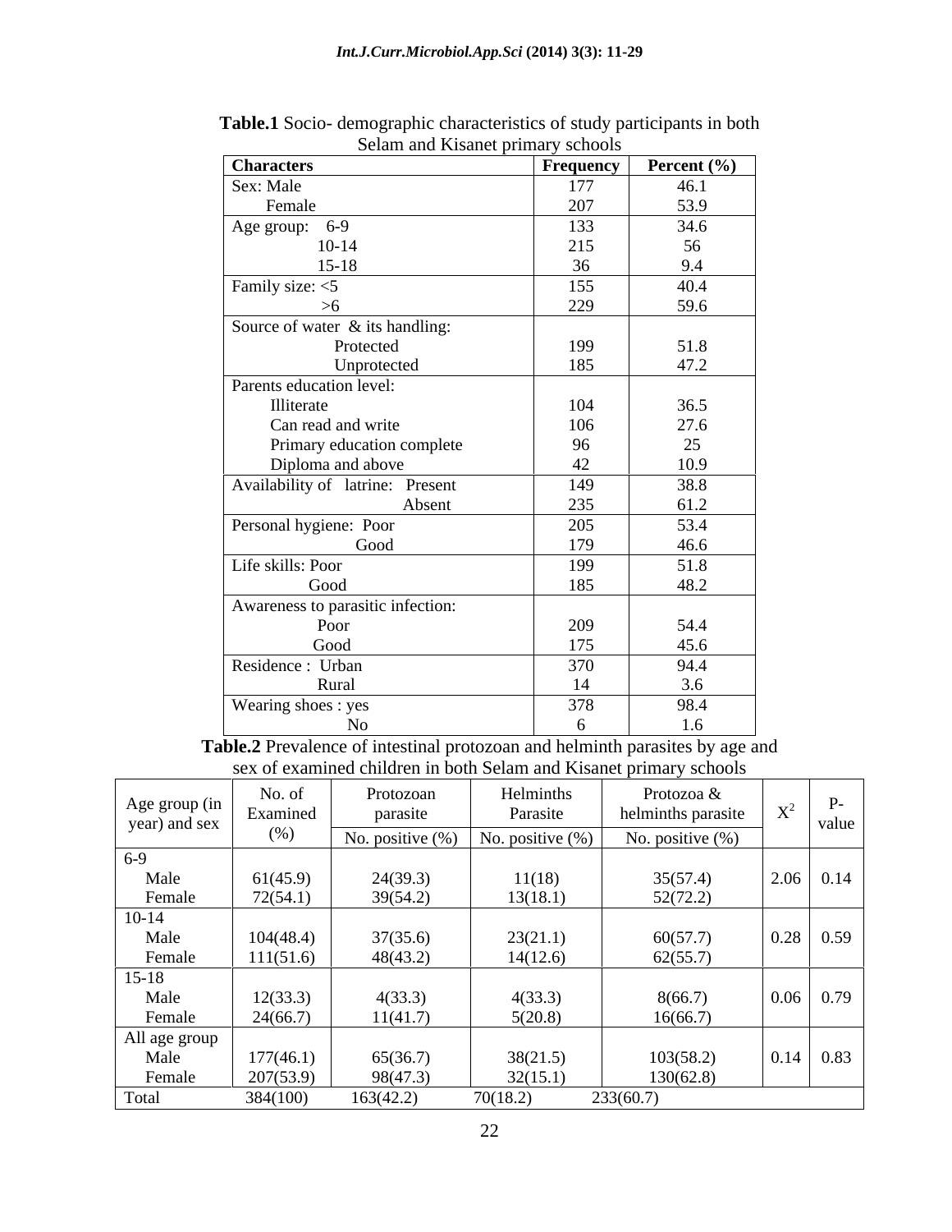**Table.1** Socio- demographic characteristics of study participants in both Selam and Kisanet primary schools

| Characters | Frequency | Percent (%) |
|---|---|---|
| Sex: Male | 177 | 46.1 |
| Female | 207 | 53.9 |
| Age group: 6-9 | 133 | 34.6 |
| 10-14 | 215 | 56 |
| 15-18 | 36 | 9.4 |
| Family size: <5 | 155 | 40.4 |
| >6 | 229 | 59.6 |
| Source of water & its handling: | | |
| Protected | 199 | 51.8 |
| Unprotected | 185 | 47.2 |
| Parents education level: | | |
| Illiterate | 104 | 36.5 |
| Can read and write | 106 | 27.6 |
| Primary education complete | 96 | 25 |
| Diploma and above | 42 | 10.9 |
| Availability of latrine: Present | 149 | 38.8 |
| Absent | 235 | 61.2 |
| Personal hygiene: Poor | 205 | 53.4 |
| Good | 179 | 46.6 |
| Life skills: Poor | 199 | 51.8 |
| Good | 185 | 48.2 |
| Awareness to parasitic infection: | | |
| Poor | 209 | 54.4 |
| Good | 175 | 45.6 |
| Residence : Urban | 370 | 94.4 |
| Rural | 14 | 3.6 |
| Wearing shoes : yes | 378 | 98.4 |
| No | 6 | 1.6 |

**Table.2** Prevalence of intestinal protozoan and helminth parasites by age and sex of examined children in both Selam and Kisanet primary schools

| Age group (in year) and sex | No. of Examined (%) | Protozoan parasite | Helminths Parasite | Protozoa & helminths parasite | $X^2$ | P-value |
|---|---|---|---|---|---|---|
| | | No. positive (%) | No. positive (%) | No. positive (%) | | |
| 6-9 | | | | | | |
| Male | 61(45.9) | 24(39.3) | 11(18) | 35(57.4) | 2.06 | 0.14 |
| Female | 72(54.1) | 39(54.2) | 13(18.1) | 52(72.2) | | |
| 10-14 | | | | | | |
| Male | 104(48.4) | 37(35.6) | 23(21.1) | 60(57.7) | 0.28 | 0.59 |
| Female | 111(51.6) | 48(43.2) | 14(12.6) | 62(55.7) | | |
| 15-18 | | | | | | |
| Male | 12(33.3) | 4(33.3) | 4(33.3) | 8(66.7) | 0.06 | 0.79 |
| Female | 24(66.7) | 11(41.7) | 5(20.8) | 16(66.7) | | |
| All age group | | | | | | |
| Male | 177(46.1) | 65(36.7) | 38(21.5) | 103(58.2) | 0.14 | 0.83 |
| Female | 207(53.9) | 98(47.3) | 32(15.1) | 130(62.8) | | |
| Total | 384(100) | 163(42.2) | 70(18.2) | 233(60.7) | | |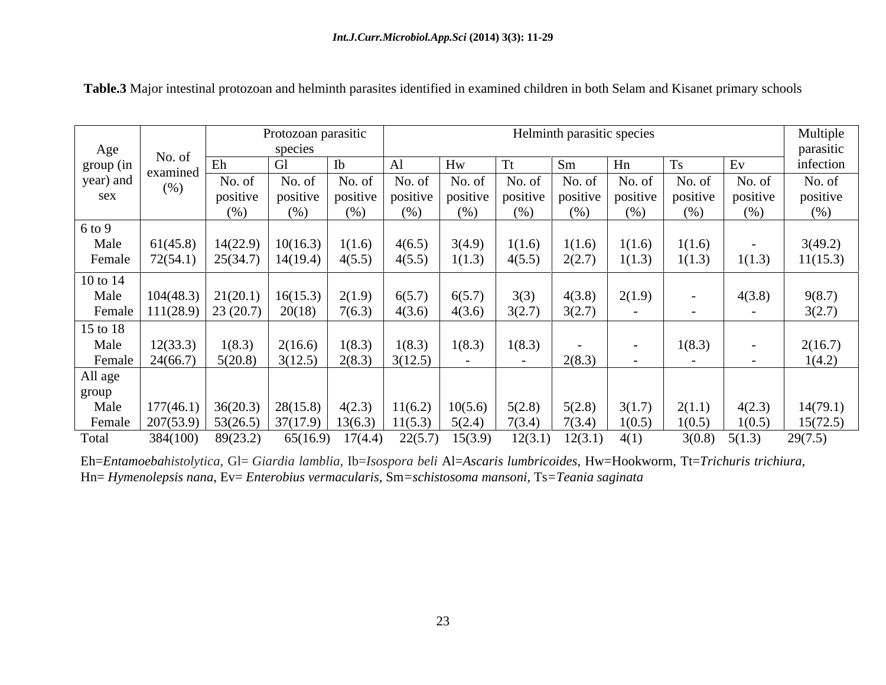**Table.3** Major intestinal protozoan and helminth parasites identified in examined children in both Selam and Kisanet primary schools

| Age group (in year) and sex | No. of examined (%) | Protozoan parasitic species | | | Helminth parasitic species | | | | | | | Multiple parasitic infection |
|---|---|---|---|---|---|---|---|---|---|---|---|---|
| | | Eh | Gl | Ib | Al | Hw | Tt | Sm | Hn | Ts | Ev | |
| | | No. of positive (%) | No. of positive (%) | No. of positive (%) | No. of positive (%) | No. of positive (%) | No. of positive (%) | No. of positive (%) | No. of positive (%) | No. of positive (%) | No. of positive (%) | No. of positive (%) |
| 6 to 9 | | | | | | | | | | | | |
| Male | 61(45.8) | 14(22.9) | 10(16.3) | 1(1.6) | 4(6.5) | 3(4.9) | 1(1.6) | 1(1.6) | 1(1.6) | 1(1.6) | - | 3(49.2) |
| Female | 72(54.1) | 25(34.7) | 14(19.4) | 4(5.5) | 4(5.5) | 1(1.3) | 4(5.5) | 2(2.7) | 1(1.3) | 1(1.3) | 1(1.3) | 11(15.3) |
| 10 to 14 | | | | | | | | | | | | |
| Male | 104(48.3) | 21(20.1) | 16(15.3) | 2(1.9) | 6(5.7) | 6(5.7) | 3(3) | 4(3.8) | 2(1.9) | - | 4(3.8) | 9(8.7) |
| Female | 111(28.9) | 23 (20.7) | 20(18) | 7(6.3) | 4(3.6) | 4(3.6) | 3(2.7) | 3(2.7) | - | - | - | 3(2.7) |
| 15 to 18 | | | | | | | | | | | | |
| Male | 12(33.3) | 1(8.3) | 2(16.6) | 1(8.3) | 1(8.3) | 1(8.3) | 1(8.3) | - | - | 1(8.3) | - | 2(16.7) |
| Female | 24(66.7) | 5(20.8) | 3(12.5) | 2(8.3) | 3(12.5) | - | - | 2(8.3) | - | - | - | 1(4.2) |
| All age group | | | | | | | | | | | | |
| Male | 177(46.1) | 36(20.3) | 28(15.8) | 4(2.3) | 11(6.2) | 10(5.6) | 5(2.8) | 5(2.8) | 3(1.7) | 2(1.1) | 4(2.3) | 14(79.1) |
| Female | 207(53.9) | 53(26.5) | 37(17.9) | 13(6.3) | 11(5.3) | 5(2.4) | 7(3.4) | 7(3.4) | 1(0.5) | 1(0.5) | 1(0.5) | 15(72.5) |
| Total | 384(100) | 89(23.2) | 65(16.9) | 17(4.4) | 22(5.7) | 15(3.9) | 12(3.1) | 12(3.1) | 4(1) | 3(0.8) | 5(1.3) | 29(7.5) |

Eh=*Entamoebahistolytica,* Gl= *Giardia lamblia,* Ib=*Isospora beli* Al=*Ascaris lumbricoides,* Hw=Hookworm, Tt=*Trichuris trichiura,* Hn= *Hymenolepsis nana*, Ev= *Enterobius vermacularis,* Sm=*schistosoma mansoni*, Ts=*Teania saginata*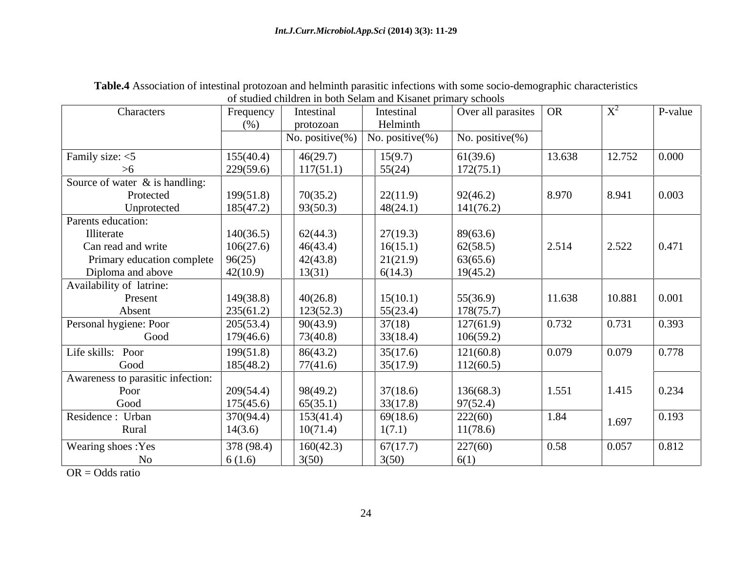**Table.4** Association of intestinal protozoan and helminth parasitic infections with some socio-demographic characteristics of studied children in both Selam and Kisanet primary schools

| Characters | Frequency (%) | Intestinal protozoan | Intestinal Helminth | Over all parasites | OR | $X^2$ | P-value |
|---|---|---|---|---|---|---|---|
| | | No. positive(%) | No. positive(%) | No. positive(%) | | | |
| Family size: <5 | 155(40.4) | 46(29.7) | 15(9.7) | 61(39.6) | 13.638 | 12.752 | 0.000 |
| >6 | 229(59.6) | 117(51.1) | 55(24) | 172(75.1) | | | |
| Source of water & is handling: | | | | | | | |
| Protected | 199(51.8) | 70(35.2) | 22(11.9) | 92(46.2) | 8.970 | 8.941 | 0.003 |
| Unprotected | 185(47.2) | 93(50.3) | 48(24.1) | 141(76.2) | | | |
| Parents education: | | | | | | | |
| Illiterate | 140(36.5) | 62(44.3) | 27(19.3) | 89(63.6) | 2.514 | 2.522 | 0.471 |
| Can read and write | 106(27.6) | 46(43.4) | 16(15.1) | 62(58.5) | | | |
| Primary education complete | 96(25) | 42(43.8) | 21(21.9) | 63(65.6) | | | |
| Diploma and above | 42(10.9) | 13(31) | 6(14.3) | 19(45.2) | | | |
| Availability of latrine: | | | | | | | |
| Present | 149(38.8) | 40(26.8) | 15(10.1) | 55(36.9) | 11.638 | 10.881 | 0.001 |
| Absent | 235(61.2) | 123(52.3) | 55(23.4) | 178(75.7) | | | |
| Personal hygiene: Poor | 205(53.4) | 90(43.9) | 37(18) | 127(61.9) | 0.732 | 0.731 | 0.393 |
| Good | 179(46.6) | 73(40.8) | 33(18.4) | 106(59.2) | | | |
| Life skills: Poor | 199(51.8) | 86(43.2) | 35(17.6) | 121(60.8) | 0.079 | 0.079 | 0.778 |
| Good | 185(48.2) | 77(41.6) | 35(17.9) | 112(60.5) | | | |
| Awareness to parasitic infection: | | | | | | | |
| Poor | 209(54.4) | 98(49.2) | 37(18.6) | 136(68.3) | 1.551 | 1.415 | 0.234 |
| Good | 175(45.6) | 65(35.1) | 33(17.8) | 97(52.4) | | | |
| Residence : Urban | 370(94.4) | 153(41.4) | 69(18.6) | 222(60) | 1.84 | 1.697 | 0.193 |
| Rural | 14(3.6) | 10(71.4) | 1(7.1) | 11(78.6) | | | |
| Wearing shoes :Yes | 378 (98.4) | 160(42.3) | 67(17.7) | 227(60) | 0.58 | 0.057 | 0.812 |
| No | 6 (1.6) | 3(50) | 3(50) | 6(1) | | | |

OR = Odds ratio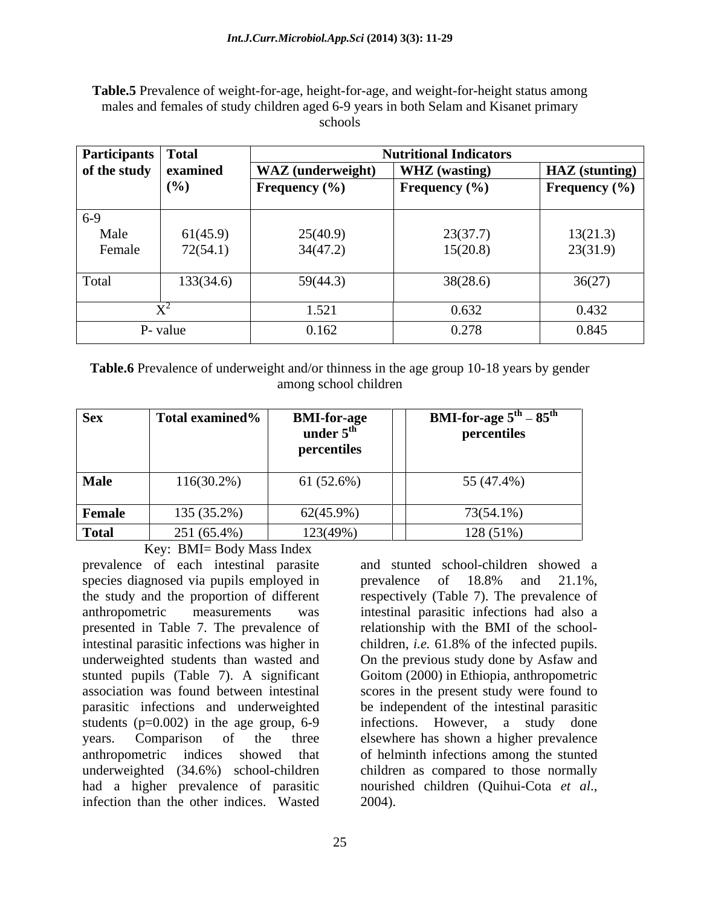**Table.5** Prevalence of weight-for-age, height-for-age, and weight-for-height status among males and females of study children aged 6-9 years in both Selam and Kisanet primary schools

| Participants of the study | Total examined (%) | Nutritional Indicators | | |
|---|---|---|---|---|
| | | WAZ (underweight) | WHZ (wasting) | HAZ (stunting) |
| | | Frequency (%) | Frequency (%) | Frequency (%) |
| 6-9 | | | | |
| Male | 61(45.9) | 25(40.9) | 23(37.7) | 13(21.3) |
| Female | 72(54.1) | 34(47.2) | 15(20.8) | 23(31.9) |
| Total | 133(34.6) | 59(44.3) | 38(28.6) | 36(27) |
| $X^2$ | | 1.521 | 0.632 | 0.432 |
| P- value | | 0.162 | 0.278 | 0.845 |

**Table.6** Prevalence of underweight and/or thinness in the age group 10-18 years by gender among school children

| Sex | Total examined% | BMI-for-age under $5^{th}$ percentiles | BMI-for-age $5^{th}$ – $85^{th}$ percentiles |
|---|---|---|---|
| **Male** | 116(30.2%) | 61 (52.6%) | 55 (47.4%) |
| **Female** | 135 (35.2%) | 62(45.9%) | 73(54.1%) |
| **Total** | 251 (65.4%) | 123(49%) | 128 (51%) |

Key: BMI= Body Mass Index

prevalence of each intestinal parasite species diagnosed via pupils employed in the study and the proportion of different anthropometric measurements was presented in Table 7. The prevalence of intestinal parasitic infections was higher in underweighted students than wasted and stunted pupils (Table 7). A significant association was found between intestinal parasitic infections and underweighted students (p=0.002) in the age group, 6-9 years. Comparison of the three anthropometric indices showed that underweighted (34.6%) school-children had a higher prevalence of parasitic infection than the other indices. Wasted and stunted school-children showed a prevalence of 18.8% and 21.1%, respectively (Table 7). The prevalence of intestinal parasitic infections had also a relationship with the BMI of the school-children, *i.e.* 61.8% of the infected pupils. On the previous study done by Asfaw and Goitom (2000) in Ethiopia, anthropometric scores in the present study were found to be independent of the intestinal parasitic infections. However, a study done elsewhere has shown a higher prevalence of helminth infections among the stunted children as compared to those normally nourished children (Quihui-Cota *et al*., 2004).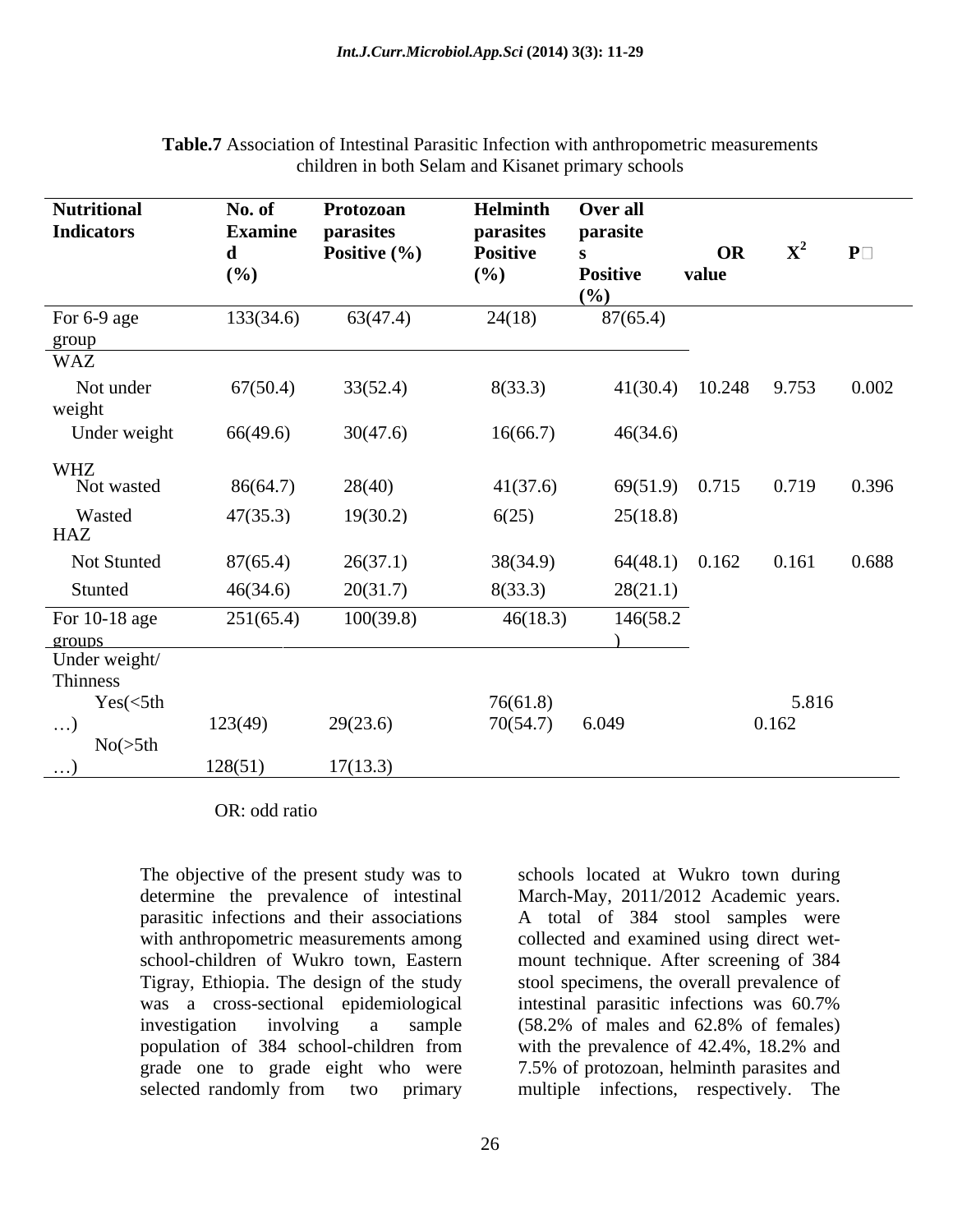**Table.7** Association of Intestinal Parasitic Infection with anthropometric measurements children in both Selam and Kisanet primary schools

| Nutritional Indicators | No. of Examined (%) | Protozoan parasites Positive (%) | Helminth parasites Positive (%) | Over all parasites Positive (%) | OR value | $X^2$ | P |
|---|---|---|---|---|---|---|---|
| For 6-9 age group | 133(34.6) | 63(47.4) | 24(18) | 87(65.4) | | | |
| WAZ | | | | | | | |
| Not under weight | 67(50.4) | 33(52.4) | 8(33.3) | 41(30.4) | 10.248 | 9.753 | 0.002 |
| Under weight | 66(49.6) | 30(47.6) | 16(66.7) | 46(34.6) | | | |
| WHZ | | | | | | | |
| Not wasted | 86(64.7) | 28(40) | 41(37.6) | 69(51.9) | 0.715 | 0.719 | 0.396 |
| Wasted | 47(35.3) | 19(30.2) | 6(25) | 25(18.8) | | | |
| HAZ | | | | | | | |
| Not Stunted | 87(65.4) | 26(37.1) | 38(34.9) | 64(48.1) | 0.162 | 0.161 | 0.688 |
| Stunted | 46(34.6) | 20(31.7) | 8(33.3) | 28(21.1) | | | |
| For 10-18 age groups | 251(65.4) | 100(39.8) | 46(18.3) | 146(58.2) | | | |
| Under weight/ Thinness | | | | | | | |
| Yes(<5th …) | 123(49) | 29(23.6) | 76(61.8) | 6.049 | | 5.816 | 0.162 |
| No(>5th …) | 128(51) | 17(13.3) | 70(54.7) | | | | |

OR: odd ratio

The objective of the present study was to determine the prevalence of intestinal parasitic infections and their associations with anthropometric measurements among school-children of Wukro town, Eastern Tigray, Ethiopia. The design of the study was a cross-sectional epidemiological investigation involving a sample population of 384 school-children from grade one to grade eight who were selected randomly from two primary schools located at Wukro town during March-May, 2011/2012 Academic years. A total of 384 stool samples were collected and examined using direct wet-mount technique. After screening of 384 stool specimens, the overall prevalence of intestinal parasitic infections was 60.7% (58.2% of males and 62.8% of females) with the prevalence of 42.4%, 18.2% and 7.5% of protozoan, helminth parasites and multiple infections, respectively. The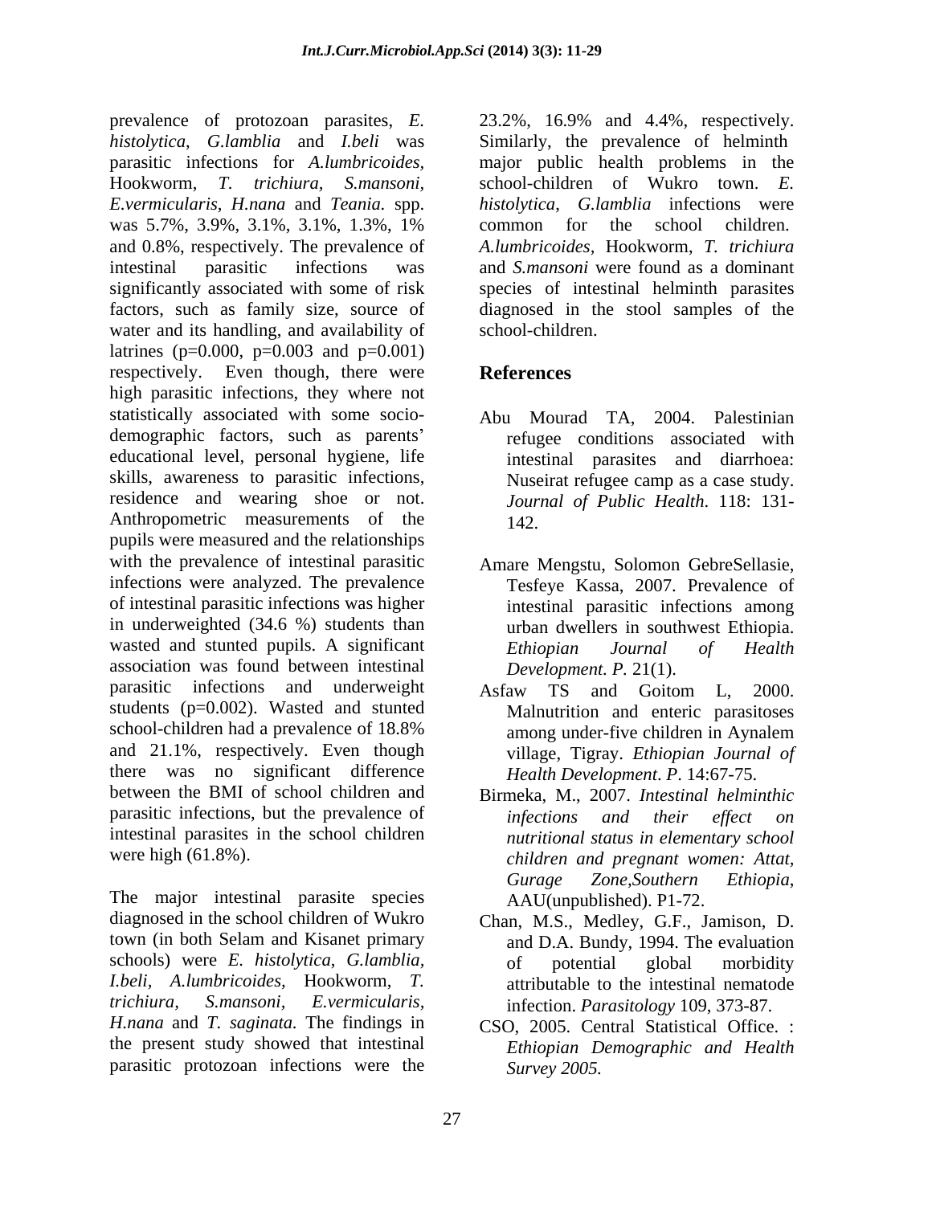prevalence of protozoan parasites, *E. histolytica*, *G.lamblia* and *I.beli* was parasitic infections for *A.lumbricoides*, Hookworm, *T. trichiura, S.mansoni, E.vermicularis, H.nana* and *Teania.* spp. was 5.7%, 3.9%, 3.1%, 3.1%, 1.3%, 1% and 0.8%, respectively. The prevalence of intestinal parasitic infections was significantly associated with some of risk factors, such as family size, source of water and its handling, and availability of latrines (p=0.000, p=0.003 and p=0.001) respectively. Even though, there were high parasitic infections, they where not statistically associated with some socio-demographic factors, such as parents' educational level, personal hygiene, life skills, awareness to parasitic infections, residence and wearing shoe or not. Anthropometric measurements of the pupils were measured and the relationships with the prevalence of intestinal parasitic infections were analyzed. The prevalence of intestinal parasitic infections was higher in underweighted (34.6 %) students than wasted and stunted pupils. A significant association was found between intestinal parasitic infections and underweight students (p=0.002). Wasted and stunted school-children had a prevalence of 18.8% and 21.1%, respectively. Even though there was no significant difference between the BMI of school children and parasitic infections, but the prevalence of intestinal parasites in the school children were high (61.8%).

The major intestinal parasite species diagnosed in the school children of Wukro town (in both Selam and Kisanet primary schools) were *E. histolytica*, *G.lamblia*, *I.beli*, *A.lumbricoides*, Hookworm, *T. trichiura*, *S.mansoni*, *E.vermicularis*, *H.nana* and *T. saginata.* The findings in the present study showed that intestinal parasitic protozoan infections were the 23.2%, 16.9% and 4.4%, respectively. Similarly, the prevalence of helminth major public health problems in the school-children of Wukro town. *E. histolytica*, *G.lamblia* infections were common for the school children. *A.lumbricoides*, Hookworm, *T. trichiura* and *S.mansoni* were found as a dominant species of intestinal helminth parasites diagnosed in the stool samples of the school-children.

## References

Abu Mourad TA, 2004. Palestinian refugee conditions associated with intestinal parasites and diarrhoea: Nuseirat refugee camp as a case study. *Journal of Public Health*. 118: 131-142.

Amare Mengstu, Solomon GebreSellasie, Tesfeye Kassa, 2007. Prevalence of intestinal parasitic infections among urban dwellers in southwest Ethiopia. *Ethiopian Journal of Health Development. P.* 21(1).

Asfaw TS and Goitom L, 2000. Malnutrition and enteric parasitoses among under-five children in Aynalem village, Tigray. *Ethiopian Journal of Health Development*. *P*. 14:67-75.

Birmeka, M., 2007. *Intestinal helminthic infections and their effect on nutritional status in elementary school children and pregnant women: Attat, Gurage Zone,Southern Ethiopia*, AAU(unpublished). P1-72.

Chan, M.S., Medley, G.F., Jamison, D. and D.A. Bundy, 1994. The evaluation of potential global morbidity attributable to the intestinal nematode infection. *Parasitology* 109, 373-87.

CSO, 2005. Central Statistical Office. : *Ethiopian Demographic and Health Survey 2005.*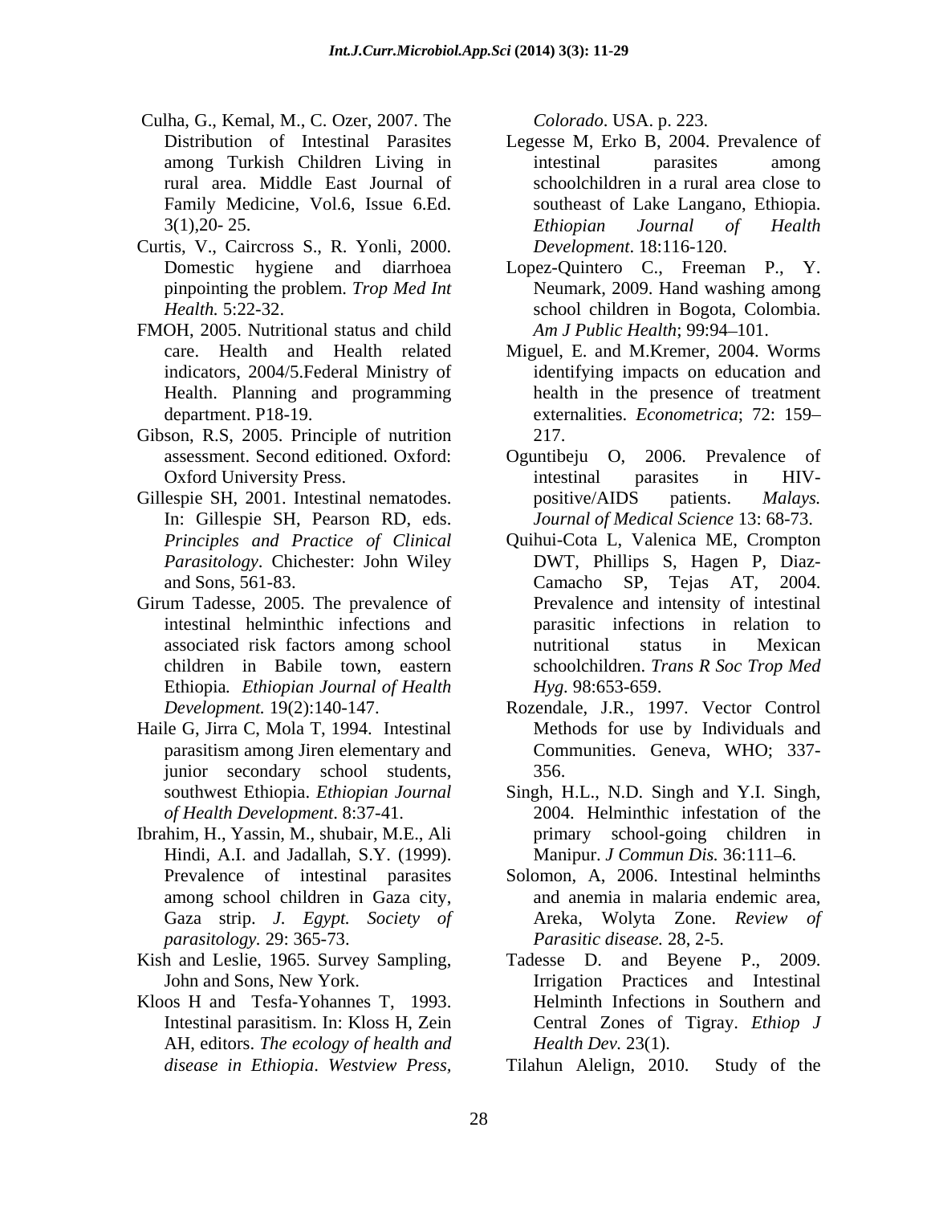Culha, G., Kemal, M., C. Ozer, 2007. The Distribution of Intestinal Parasites among Turkish Children Living in rural area. Middle East Journal of Family Medicine, Vol.6, Issue 6.Ed. 3(1),20- 25.

Curtis, V., Caircross S., R. Yonli, 2000. Domestic hygiene and diarrhoea pinpointing the problem. *Trop Med Int Health.* 5:22-32.

FMOH, 2005. Nutritional status and child care. Health and Health related indicators, 2004/5.Federal Ministry of Health. Planning and programming department. P18-19.

Gibson, R.S, 2005. Principle of nutrition assessment. Second editioned. Oxford: Oxford University Press.

Gillespie SH, 2001. Intestinal nematodes. In: Gillespie SH, Pearson RD, eds. *Principles and Practice of Clinical Parasitology*. Chichester: John Wiley and Sons, 561-83.

Girum Tadesse, 2005. The prevalence of intestinal helminthic infections and associated risk factors among school children in Babile town, eastern Ethiopia*. Ethiopian Journal of Health Development.* 19(2):140-147.

Haile G, Jirra C, Mola T, 1994. Intestinal parasitism among Jiren elementary and junior secondary school students, southwest Ethiopia. *Ethiopian Journal of Health Development*. 8:37-41.

Ibrahim, H., Yassin, M., shubair, M.E., Ali Hindi, A.I. and Jadallah, S.Y. (1999). Prevalence of intestinal parasites among school children in Gaza city, Gaza strip. *J. Egypt. Society of parasitology.* 29: 365-73.

Kish and Leslie, 1965. Survey Sampling, John and Sons, New York.

Kloos H and Tesfa-Yohannes T, 1993. Intestinal parasitism. In: Kloss H, Zein AH, editors. *The ecology of health and disease in Ethiopia*. *Westview Press, Colorado*. USA. p. 223.

Legesse M, Erko B, 2004. Prevalence of intestinal parasites among schoolchildren in a rural area close to southeast of Lake Langano, Ethiopia. *Ethiopian Journal of Health Development*. 18:116-120.

Lopez-Quintero C., Freeman P., Y. Neumark, 2009. Hand washing among school children in Bogota, Colombia. *Am J Public Health*; 99:94–101.

Miguel, E. and M.Kremer, 2004. Worms identifying impacts on education and health in the presence of treatment externalities. *Econometrica*; 72: 159–217.

Oguntibeju O, 2006. Prevalence of intestinal parasites in HIV-positive/AIDS patients. *Malays. Journal of Medical Science* 13: 68-73.

Quihui-Cota L, Valenica ME, Crompton DWT, Phillips S, Hagen P, Diaz-Camacho SP, Tejas AT, 2004. Prevalence and intensity of intestinal parasitic infections in relation to nutritional status in Mexican schoolchildren. *Trans R Soc Trop Med Hyg.* 98:653-659.

Rozendale, J.R., 1997. Vector Control Methods for use by Individuals and Communities. Geneva, WHO; 337-356.

Singh, H.L., N.D. Singh and Y.I. Singh, 2004. Helminthic infestation of the primary school-going children in Manipur. *J Commun Dis.* 36:111–6.

Solomon, A, 2006. Intestinal helminths and anemia in malaria endemic area, Areka, Wolyta Zone. *Review of Parasitic disease.* 28, 2-5.

Tadesse D. and Beyene P., 2009. Irrigation Practices and Intestinal Helminth Infections in Southern and Central Zones of Tigray. *Ethiop J Health Dev.* 23(1).

Tilahun Alelign, 2010. Study of the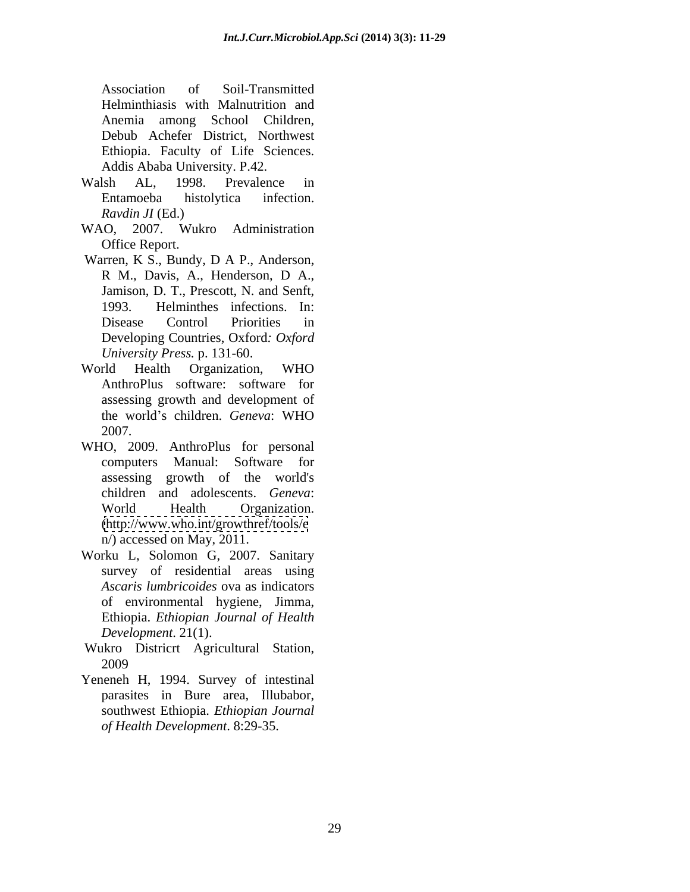Association of Soil-Transmitted Helminthiasis with Malnutrition and Anemia among School Children, Debub Achefer District, Northwest Ethiopia. Faculty of Life Sciences. Addis Ababa University. P.42.

Walsh AL, 1998. Prevalence in Entamoeba histolytica infection. *Ravdin JI* (Ed.)

WAO, 2007. Wukro Administration Office Report.

Warren, K S., Bundy, D A P., Anderson, R M., Davis, A., Henderson, D A., Jamison, D. T., Prescott, N. and Senft, 1993. Helminthes infections. In: Disease Control Priorities in Developing Countries, Oxford*: Oxford University Press.* p. 131-60.

World Health Organization, WHO AnthroPlus software: software for assessing growth and development of the world's children. *Geneva*: WHO 2007.

WHO, 2009. AnthroPlus for personal computers Manual: Software for assessing growth of the world's children and adolescents. *Geneva*: World Health Organization. (http://www.who.int/growthref/tools/en/) accessed on May, 2011.

Worku L, Solomon G, 2007. Sanitary survey of residential areas using *Ascaris lumbricoides* ova as indicators of environmental hygiene, Jimma, Ethiopia. *Ethiopian Journal of Health Development*. 21(1).

Wukro Districrt Agricultural Station, 2009

Yeneneh H, 1994. Survey of intestinal parasites in Bure area, Illubabor, southwest Ethiopia. *Ethiopian Journal of Health Development*. 8:29-35.